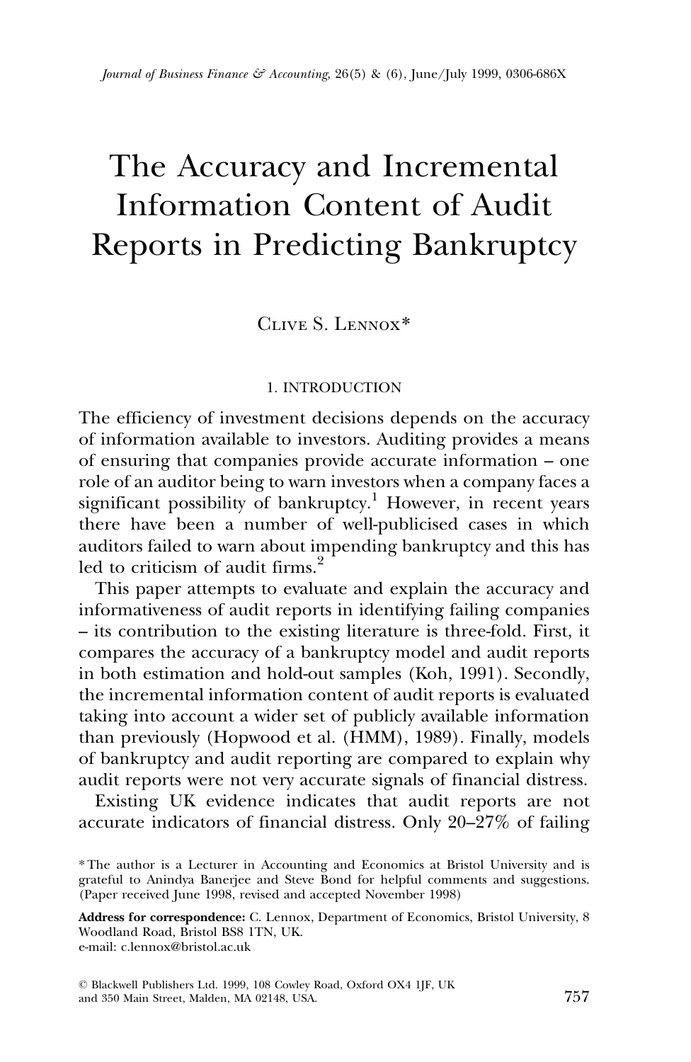# The Accuracy and Incremental Information Content of Audit Reports in Predicting Bankruptcy

Clive S. Lennox*

## 1. INTRODUCTION

The efficiency of investment decisions depends on the accuracy of information available to investors. Auditing provides a means of ensuring that companies provide accurate information – one role of an auditor being to warn investors when a company faces a significant possibility of bankruptcy.[1] However, in recent years there have been a number of well-publicised cases in which auditors failed to warn about impending bankruptcy and this has led to criticism of audit firms.[2]

This paper attempts to evaluate and explain the accuracy and informativeness of audit reports in identifying failing companies – its contribution to the existing literature is three-fold. First, it compares the accuracy of a bankruptcy model and audit reports in both estimation and hold-out samples (Koh, 1991). Secondly, the incremental information content of audit reports is evaluated taking into account a wider set of publicly available information than previously (Hopwood et al. (HMM), 1989). Finally, models of bankruptcy and audit reporting are compared to explain why audit reports were not very accurate signals of financial distress.

Existing UK evidence indicates that audit reports are not accurate indicators of financial distress. Only 20–27% of failing

\* The author is a Lecturer in Accounting and Economics at Bristol University and is grateful to Anindya Banerjee and Steve Bond for helpful comments and suggestions. (Paper received June 1998, revised and accepted November 1998)

**Address for correspondence:** C. Lennox, Department of Economics, Bristol University, 8 Woodland Road, Bristol BS8 1TN, UK.
e-mail: c.lennox@bristol.ac.uk

© Blackwell Publishers Ltd. 1999, 108 Cowley Road, Oxford OX4 1JF, UK and 350 Main Street, Malden, MA 02148, USA.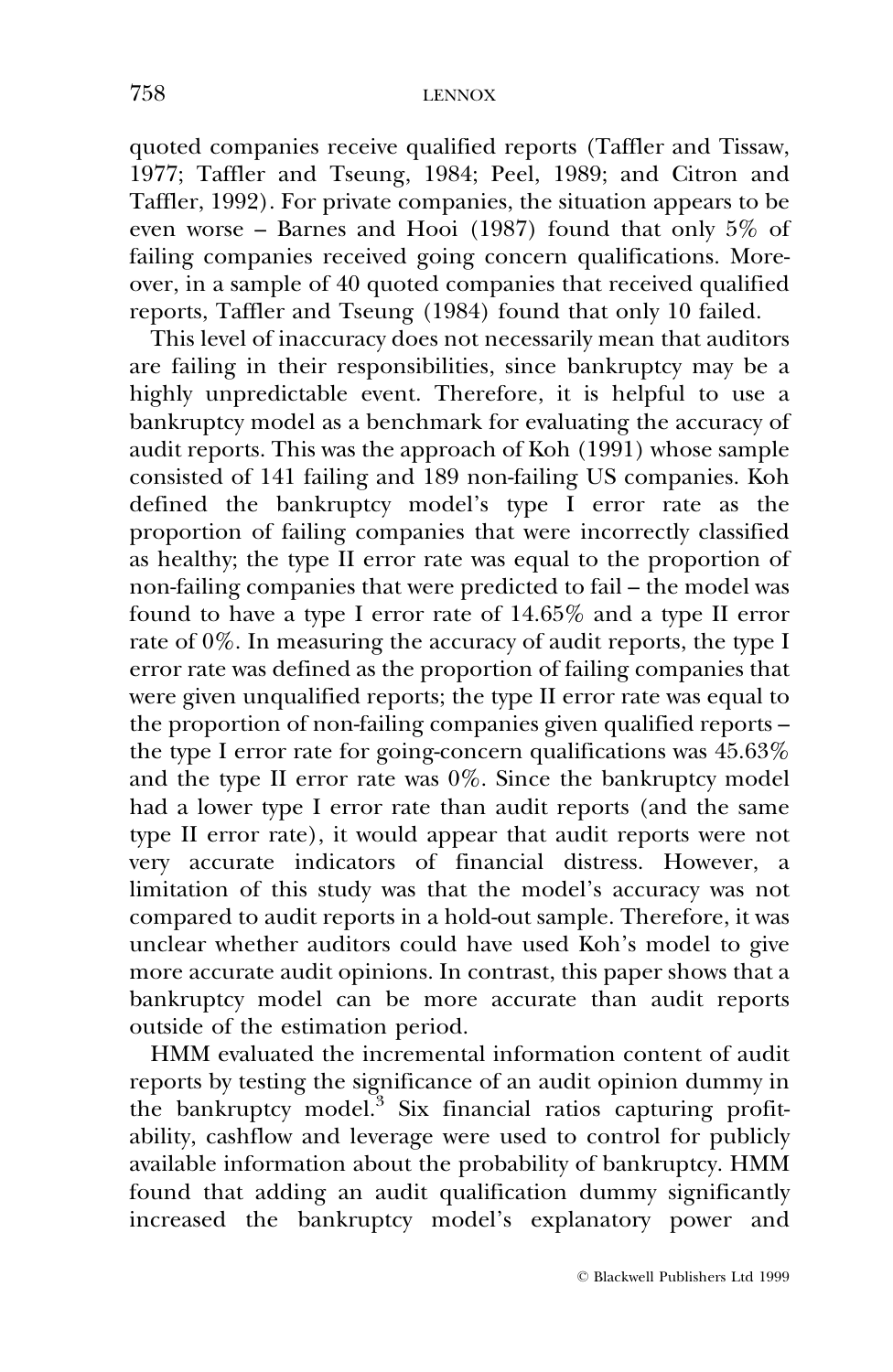quoted companies receive qualified reports (Taffler and Tissaw, 1977; Taffler and Tseung, 1984; Peel, 1989; and Citron and Taffler, 1992). For private companies, the situation appears to be even worse – Barnes and Hooi (1987) found that only 5% of failing companies received going concern qualifications. Moreover, in a sample of 40 quoted companies that received qualified reports, Taffler and Tseung (1984) found that only 10 failed.

This level of inaccuracy does not necessarily mean that auditors are failing in their responsibilities, since bankruptcy may be a highly unpredictable event. Therefore, it is helpful to use a bankruptcy model as a benchmark for evaluating the accuracy of audit reports. This was the approach of Koh (1991) whose sample consisted of 141 failing and 189 non-failing US companies. Koh defined the bankruptcy model's type I error rate as the proportion of failing companies that were incorrectly classified as healthy; the type II error rate was equal to the proportion of non-failing companies that were predicted to fail – the model was found to have a type I error rate of 14.65% and a type II error rate of 0%. In measuring the accuracy of audit reports, the type I error rate was defined as the proportion of failing companies that were given unqualified reports; the type II error rate was equal to the proportion of non-failing companies given qualified reports – the type I error rate for going-concern qualifications was 45.63% and the type II error rate was 0%. Since the bankruptcy model had a lower type I error rate than audit reports (and the same type II error rate), it would appear that audit reports were not very accurate indicators of financial distress. However, a limitation of this study was that the model's accuracy was not compared to audit reports in a hold-out sample. Therefore, it was unclear whether auditors could have used Koh's model to give more accurate audit opinions. In contrast, this paper shows that a bankruptcy model can be more accurate than audit reports outside of the estimation period.

HMM evaluated the incremental information content of audit reports by testing the significance of an audit opinion dummy in the bankruptcy model.[3] Six financial ratios capturing profitability, cashflow and leverage were used to control for publicly available information about the probability of bankruptcy. HMM found that adding an audit qualification dummy significantly increased the bankruptcy model's explanatory power and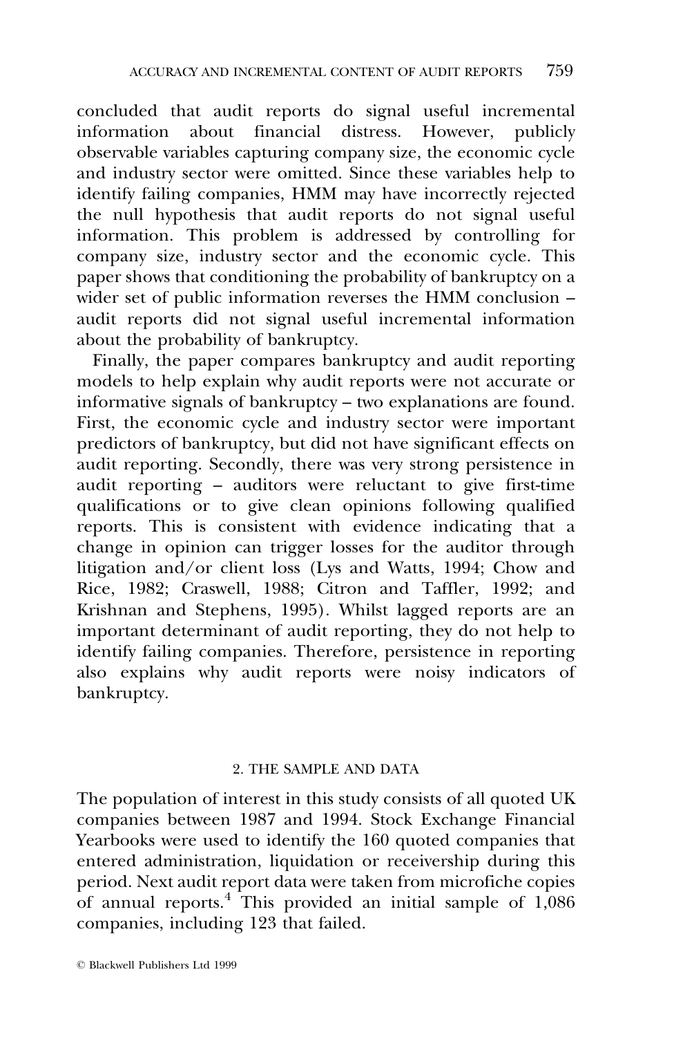concluded that audit reports do signal useful incremental information about financial distress. However, publicly observable variables capturing company size, the economic cycle and industry sector were omitted. Since these variables help to identify failing companies, HMM may have incorrectly rejected the null hypothesis that audit reports do not signal useful information. This problem is addressed by controlling for company size, industry sector and the economic cycle. This paper shows that conditioning the probability of bankruptcy on a wider set of public information reverses the HMM conclusion – audit reports did not signal useful incremental information about the probability of bankruptcy.

Finally, the paper compares bankruptcy and audit reporting models to help explain why audit reports were not accurate or informative signals of bankruptcy – two explanations are found. First, the economic cycle and industry sector were important predictors of bankruptcy, but did not have significant effects on audit reporting. Secondly, there was very strong persistence in audit reporting – auditors were reluctant to give first-time qualifications or to give clean opinions following qualified reports. This is consistent with evidence indicating that a change in opinion can trigger losses for the auditor through litigation and/or client loss (Lys and Watts, 1994; Chow and Rice, 1982; Craswell, 1988; Citron and Taffler, 1992; and Krishnan and Stephens, 1995). Whilst lagged reports are an important determinant of audit reporting, they do not help to identify failing companies. Therefore, persistence in reporting also explains why audit reports were noisy indicators of bankruptcy.

## 2. THE SAMPLE AND DATA

The population of interest in this study consists of all quoted UK companies between 1987 and 1994. Stock Exchange Financial Yearbooks were used to identify the 160 quoted companies that entered administration, liquidation or receivership during this period. Next audit report data were taken from microfiche copies of annual reports.[4] This provided an initial sample of 1,086 companies, including 123 that failed.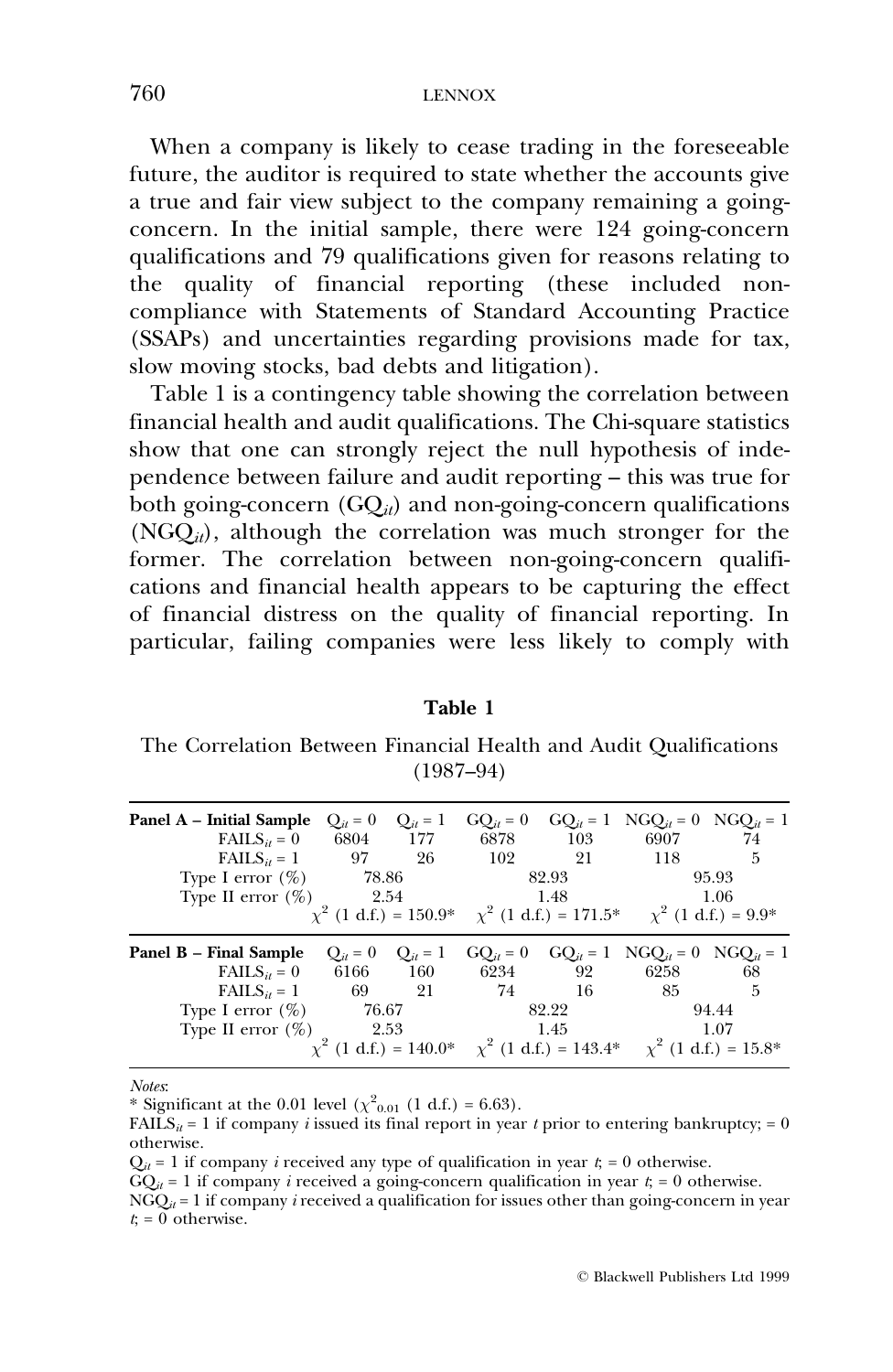When a company is likely to cease trading in the foreseeable future, the auditor is required to state whether the accounts give a true and fair view subject to the company remaining a going-concern. In the initial sample, there were 124 going-concern qualifications and 79 qualifications given for reasons relating to the quality of financial reporting (these included non-compliance with Statements of Standard Accounting Practice (SSAPs) and uncertainties regarding provisions made for tax, slow moving stocks, bad debts and litigation).

Table 1 is a contingency table showing the correlation between financial health and audit qualifications. The Chi-square statistics show that one can strongly reject the null hypothesis of independence between failure and audit reporting – this was true for both going-concern ($GQ_{it}$) and non-going-concern qualifications ($NGQ_{it}$), although the correlation was much stronger for the former. The correlation between non-going-concern qualifications and financial health appears to be capturing the effect of financial distress on the quality of financial reporting. In particular, failing companies were less likely to comply with

**Table 1**

The Correlation Between Financial Health and Audit Qualifications (1987–94)

| **Panel A – Initial Sample** | $Q_{it}=0$ | $Q_{it}=1$ | $GQ_{it}=0$ | $GQ_{it}=1$ | $NGQ_{it}=0$ | $NGQ_{it}=1$ |
|---|---|---|---|---|---|---|
| $FAILS_{it}=0$ | 6804 | 177 | 6878 | 103 | 6907 | 74 |
| $FAILS_{it}=1$ | 97 | 26 | 102 | 21 | 118 | 5 |
| Type I error (%) | 78.86 | | 82.93 | | 95.93 | |
| Type II error (%) | 2.54 | | 1.48 | | 1.06 | |
| | $\chi^2$ (1 d.f.) = 150.9* | | $\chi^2$ (1 d.f.) = 171.5* | | $\chi^2$ (1 d.f.) = 9.9* | |
| **Panel B – Final Sample** | $Q_{it}=0$ | $Q_{it}=1$ | $GQ_{it}=0$ | $GQ_{it}=1$ | $NGQ_{it}=0$ | $NGQ_{it}=1$ |
| $FAILS_{it}=0$ | 6166 | 160 | 6234 | 92 | 6258 | 68 |
| $FAILS_{it}=1$ | 69 | 21 | 74 | 16 | 85 | 5 |
| Type I error (%) | 76.67 | | 82.22 | | 94.44 | |
| Type II error (%) | 2.53 | | 1.45 | | 1.07 | |
| | $\chi^2$ (1 d.f.) = 140.0* | | $\chi^2$ (1 d.f.) = 143.4* | | $\chi^2$ (1 d.f.) = 15.8* | |

*Notes*:

\* Significant at the 0.01 level ($\chi^2_{0.01}$ (1 d.f.) = 6.63).

$FAILS_{it}$ = 1 if company $i$ issued its final report in year $t$ prior to entering bankruptcy; = 0 otherwise.

$Q_{it}$ = 1 if company $i$ received any type of qualification in year $t$; = 0 otherwise.

$GQ_{it}$ = 1 if company $i$ received a going-concern qualification in year $t$; = 0 otherwise.

$NGQ_{it}$ = 1 if company $i$ received a qualification for issues other than going-concern in year $t$; = 0 otherwise.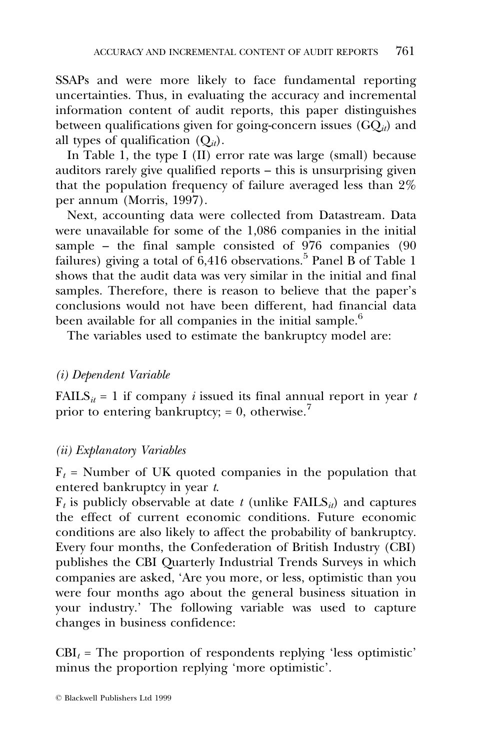SSAPs and were more likely to face fundamental reporting uncertainties. Thus, in evaluating the accuracy and incremental information content of audit reports, this paper distinguishes between qualifications given for going-concern issues ($GQ_{it}$) and all types of qualification ($Q_{it}$).

In Table 1, the type I (II) error rate was large (small) because auditors rarely give qualified reports – this is unsurprising given that the population frequency of failure averaged less than 2% per annum (Morris, 1997).

Next, accounting data were collected from Datastream. Data were unavailable for some of the 1,086 companies in the initial sample – the final sample consisted of 976 companies (90 failures) giving a total of 6,416 observations.[5] Panel B of Table 1 shows that the audit data was very similar in the initial and final samples. Therefore, there is reason to believe that the paper's conclusions would not have been different, had financial data been available for all companies in the initial sample.[6]

The variables used to estimate the bankruptcy model are:

*(i) Dependent Variable*

$FAILS_{it}$ = 1 if company $i$ issued its final annual report in year $t$ prior to entering bankruptcy; = 0, otherwise.[7]

*(ii) Explanatory Variables*

$F_t$ = Number of UK quoted companies in the population that entered bankruptcy in year $t$.

$F_t$ is publicly observable at date $t$ (unlike $FAILS_{it}$) and captures the effect of current economic conditions. Future economic conditions are also likely to affect the probability of bankruptcy. Every four months, the Confederation of British Industry (CBI) publishes the CBI Quarterly Industrial Trends Surveys in which companies are asked, 'Are you more, or less, optimistic than you were four months ago about the general business situation in your industry.' The following variable was used to capture changes in business confidence:

$CBI_t$ = The proportion of respondents replying 'less optimistic' minus the proportion replying 'more optimistic'.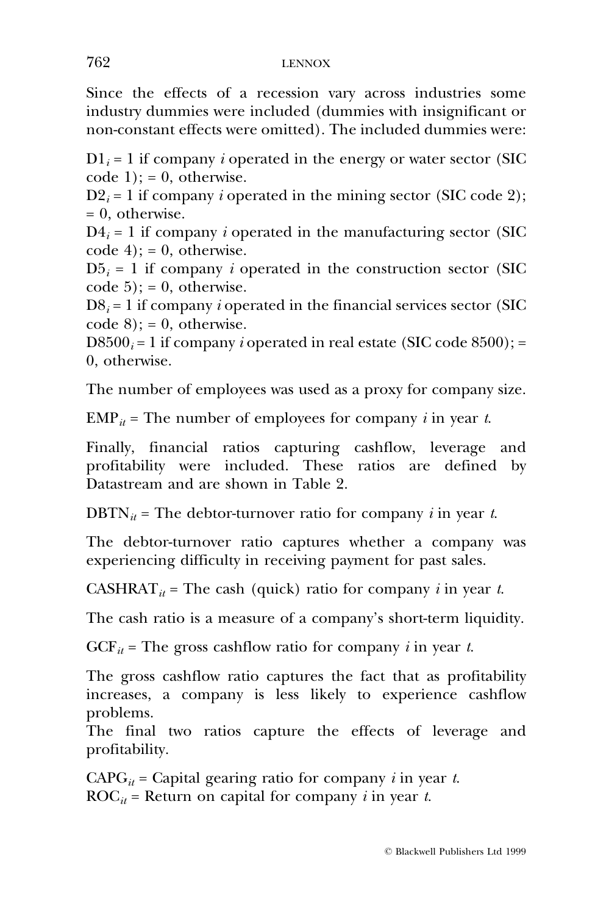Since the effects of a recession vary across industries some industry dummies were included (dummies with insignificant or non-constant effects were omitted). The included dummies were:

$D1_i$ = 1 if company *i* operated in the energy or water sector (SIC code 1); = 0, otherwise.
$D2_i$ = 1 if company *i* operated in the mining sector (SIC code 2); = 0, otherwise.
$D4_i$ = 1 if company *i* operated in the manufacturing sector (SIC code 4); = 0, otherwise.
$D5_i$ = 1 if company *i* operated in the construction sector (SIC code 5); = 0, otherwise.
$D8_i$ = 1 if company *i* operated in the financial services sector (SIC code 8); = 0, otherwise.
$D8500_i$ = 1 if company *i* operated in real estate (SIC code 8500); = 0, otherwise.

The number of employees was used as a proxy for company size.

$EMP_{it}$ = The number of employees for company *i* in year *t*.

Finally, financial ratios capturing cashflow, leverage and profitability were included. These ratios are defined by Datastream and are shown in Table 2.

$DBTN_{it}$ = The debtor-turnover ratio for company *i* in year *t*.

The debtor-turnover ratio captures whether a company was experiencing difficulty in receiving payment for past sales.

$CASHRAT_{it}$ = The cash (quick) ratio for company *i* in year *t*.

The cash ratio is a measure of a company's short-term liquidity.

$GCF_{it}$ = The gross cashflow ratio for company *i* in year *t*.

The gross cashflow ratio captures the fact that as profitability increases, a company is less likely to experience cashflow problems.
The final two ratios capture the effects of leverage and profitability.

$CAPG_{it}$ = Capital gearing ratio for company *i* in year *t*.
$ROC_{it}$ = Return on capital for company *i* in year *t*.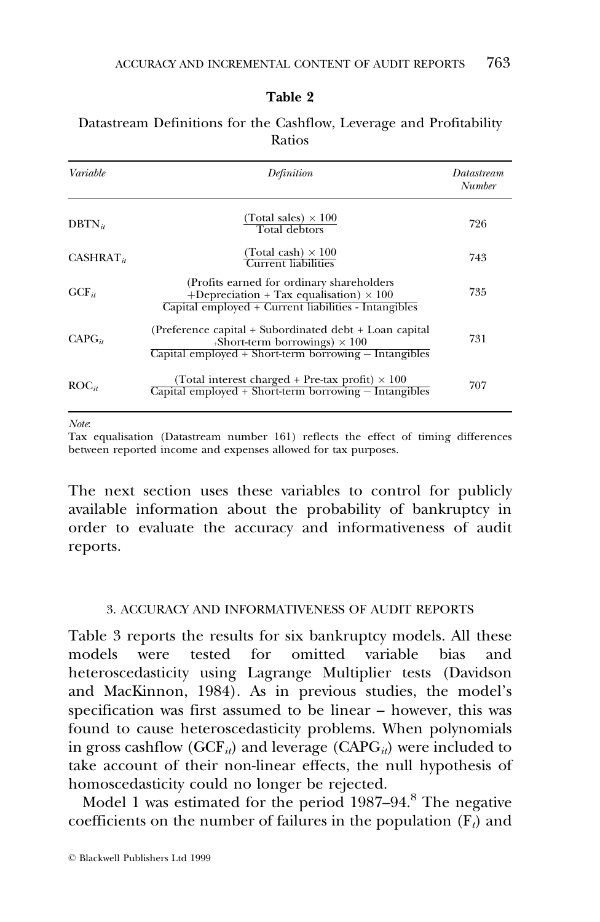**Table 2**

Datastream Definitions for the Cashflow, Leverage and Profitability Ratios

| *Variable* | *Definition* | *Datastream Number* |
|---|---|---|
| $DBTN_{it}$ | $\frac{\text{(Total sales)} \times 100}{\text{Total debtors}}$ | 726 |
| $CASHRAT_{it}$ | $\frac{\text{(Total cash)} \times 100}{\text{Current liabilities}}$ | 743 |
| $GCF_{it}$ | $\frac{\text{(Profits earned for ordinary shareholders + Depreciation + Tax equalisation)} \times 100}{\text{Capital employed + Current liabilities - Intangibles}}$ | 735 |
| $CAPG_{it}$ | $\frac{\text{(Preference capital + Subordinated debt + Loan capital + Short-term borrowings)} \times 100}{\text{Capital employed + Short-term borrowing} - \text{Intangibles}}$ | 731 |
| $ROC_{it}$ | $\frac{\text{(Total interest charged + Pre-tax profit)} \times 100}{\text{Capital employed + Short-term borrowing} - \text{Intangibles}}$ | 707 |

*Note*:
Tax equalisation (Datastream number 161) reflects the effect of timing differences between reported income and expenses allowed for tax purposes.

The next section uses these variables to control for publicly available information about the probability of bankruptcy in order to evaluate the accuracy and informativeness of audit reports.

### 3. ACCURACY AND INFORMATIVENESS OF AUDIT REPORTS

Table 3 reports the results for six bankruptcy models. All these models were tested for omitted variable bias and heteroscedasticity using Lagrange Multiplier tests (Davidson and MacKinnon, 1984). As in previous studies, the model's specification was first assumed to be linear – however, this was found to cause heteroscedasticity problems. When polynomials in gross cashflow ($GCF_{it}$) and leverage ($CAPG_{it}$) were included to take account of their non-linear effects, the null hypothesis of homoscedasticity could no longer be rejected.

Model 1 was estimated for the period 1987–94.[8] The negative coefficients on the number of failures in the population ($F_t$) and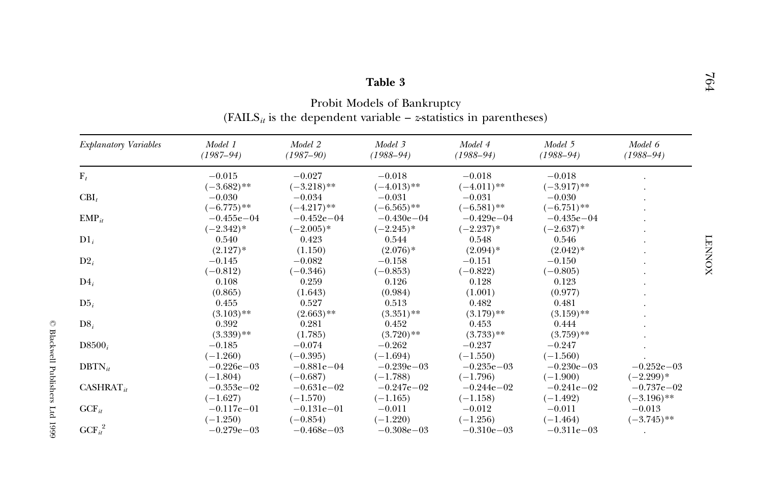**Table 3**

Probit Models of Bankruptcy
($FAILS_{it}$ is the dependent variable – *z*-statistics in parentheses)

| *Explanatory Variables* | *Model 1 (1987–94)* | *Model 2 (1987–90)* | *Model 3 (1988–94)* | *Model 4 (1988–94)* | *Model 5 (1988–94)* | *Model 6 (1988–94)* |
|---|---|---|---|---|---|---|
| $F_t$ | −0.015 | −0.027 | −0.018 | −0.018 | −0.018 | . |
| | (−3.682)** | (−3.218)** | (−4.013)** | (−4.011)** | (−3.917)** | . |
| $CBI_t$ | −0.030 | −0.034 | −0.031 | −0.031 | −0.030 | . |
| | (−6.775)** | (−4.217)** | (−6.565)** | (−6.581)** | (−6.751)** | . |
| $EMP_{it}$ | −0.455e−04 | −0.452e−04 | −0.430e−04 | −0.429e−04 | −0.435e−04 | . |
| | (−2.342)* | (−2.005)* | (−2.245)* | (−2.237)* | (−2.637)* | . |
| $D1_i$ | 0.540 | 0.423 | 0.544 | 0.548 | 0.546 | . |
| | (2.127)* | (1.150) | (2.076)* | (2.094)* | (2.042)* | . |
| $D2_i$ | −0.145 | −0.082 | −0.158 | −0.151 | −0.150 | . |
| | (−0.812) | (−0.346) | (−0.853) | (−0.822) | (−0.805) | . |
| $D4_i$ | 0.108 | 0.259 | 0.126 | 0.128 | 0.123 | . |
| | (0.865) | (1.643) | (0.984) | (1.001) | (0.977) | . |
| $D5_i$ | 0.455 | 0.527 | 0.513 | 0.482 | 0.481 | . |
| | (3.103)** | (2.663)** | (3.351)** | (3.179)** | (3.159)** | . |
| $D8_i$ | 0.392 | 0.281 | 0.452 | 0.453 | 0.444 | . |
| | (3.339)** | (1.785) | (3.720)** | (3.733)** | (3.759)** | . |
| $D8500_i$ | −0.185 | −0.074 | −0.262 | −0.237 | −0.247 | . |
| | (−1.260) | (−0.395) | (−1.694) | (−1.550) | (−1.560) | . |
| $DBTN_{it}$ | −0.226e−03 | −0.881e−04 | −0.239e−03 | −0.235e−03 | −0.230e−03 | −0.252e−03 |
| | (−1.804) | (−0.687) | (−1.788) | (−1.796) | (−1.900) | (−2.299)* |
| $CASHRAT_{it}$ | −0.353e−02 | −0.631e−02 | −0.247e−02 | −0.244e−02 | −0.241e−02 | −0.737e−02 |
| | (−1.627) | (−1.570) | (−1.165) | (−1.158) | (−1.492) | (−3.196)** |
| $GCF_{it}$ | −0.117e−01 | −0.131e−01 | −0.011 | −0.012 | −0.011 | −0.013 |
| | (−1.250) | (−0.854) | (−1.220) | (−1.256) | (−1.464) | (−3.745)** |
| $GCF_{it}^2$ | −0.279e−03 | −0.468e−03 | −0.308e−03 | −0.310e−03 | −0.311e−03 | . |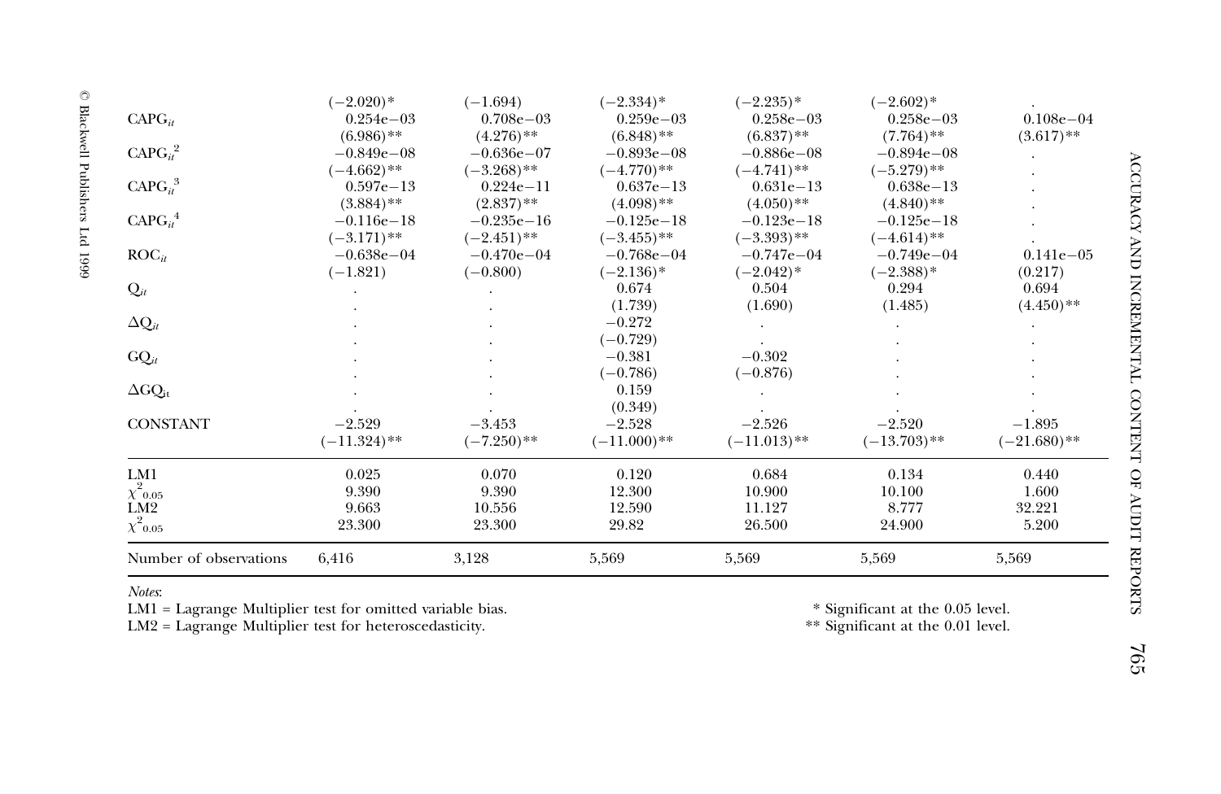| | | | | | | |
|---|---|---|---|---|---|---|
| | (−2.020)* | (−1.694) | (−2.334)* | (−2.235)* | (−2.602)* | . |
| $CAPG_{it}$ | 0.254e−03 | 0.708e−03 | 0.259e−03 | 0.258e−03 | 0.258e−03 | 0.108e−04 |
| | (6.986)** | (4.276)** | (6.848)** | (6.837)** | (7.764)** | (3.617)** |
| $CAPG_{it}^2$ | −0.849e−08 | −0.636e−07 | −0.893e−08 | −0.886e−08 | −0.894e−08 | . |
| | (−4.662)** | (−3.268)** | (−4.770)** | (−4.741)** | (−5.279)** | . |
| $CAPG_{it}^3$ | 0.597e−13 | 0.224e−11 | 0.637e−13 | 0.631e−13 | 0.638e−13 | . |
| | (3.884)** | (2.837)** | (4.098)** | (4.050)** | (4.840)** | . |
| $CAPG_{it}^4$ | −0.116e−18 | −0.235e−16 | −0.125e−18 | −0.123e−18 | −0.125e−18 | . |
| | (−3.171)** | (−2.451)** | (−3.455)** | (−3.393)** | (−4.614)** | . |
| $ROC_{it}$ | −0.638e−04 | −0.470e−04 | −0.768e−04 | −0.747e−04 | −0.749e−04 | 0.141e−05 |
| | (−1.821) | (−0.800) | (−2.136)* | (−2.042)* | (−2.388)* | (0.217) |
| $Q_{it}$ | . | . | 0.674 | 0.504 | 0.294 | 0.694 |
| | . | . | (1.739) | (1.690) | (1.485) | (4.450)** |
| $\Delta Q_{it}$ | . | . | −0.272 | . | . | . |
| | . | . | (−0.729) | . | . | . |
| $GQ_{it}$ | . | . | −0.381 | −0.302 | . | . |
| | . | . | (−0.786) | (−0.876) | . | . |
| $\Delta GQ_{it}$ | . | . | 0.159 | . | . | . |
| | . | . | (0.349) | . | . | . |
| CONSTANT | −2.529 | −3.453 | −2.528 | −2.526 | −2.520 | −1.895 |
| | (−11.324)** | (−7.250)** | (−11.000)** | (−11.013)** | (−13.703)** | (−21.680)** |
| LM1 | 0.025 | 0.070 | 0.120 | 0.684 | 0.134 | 0.440 |
| $\chi^2_{0.05}$ | 9.390 | 9.390 | 12.300 | 10.900 | 10.100 | 1.600 |
| LM2 | 9.663 | 10.556 | 12.590 | 11.127 | 8.777 | 32.221 |
| $\chi^2_{0.05}$ | 23.300 | 23.300 | 29.82 | 26.500 | 24.900 | 5.200 |
| Number of observations | 6,416 | 3,128 | 5,569 | 5,569 | 5,569 | 5,569 |

*Notes*:
LM1 = Lagrange Multiplier test for omitted variable bias.
LM2 = Lagrange Multiplier test for heteroscedasticity.

\* Significant at the 0.05 level.
\** Significant at the 0.01 level.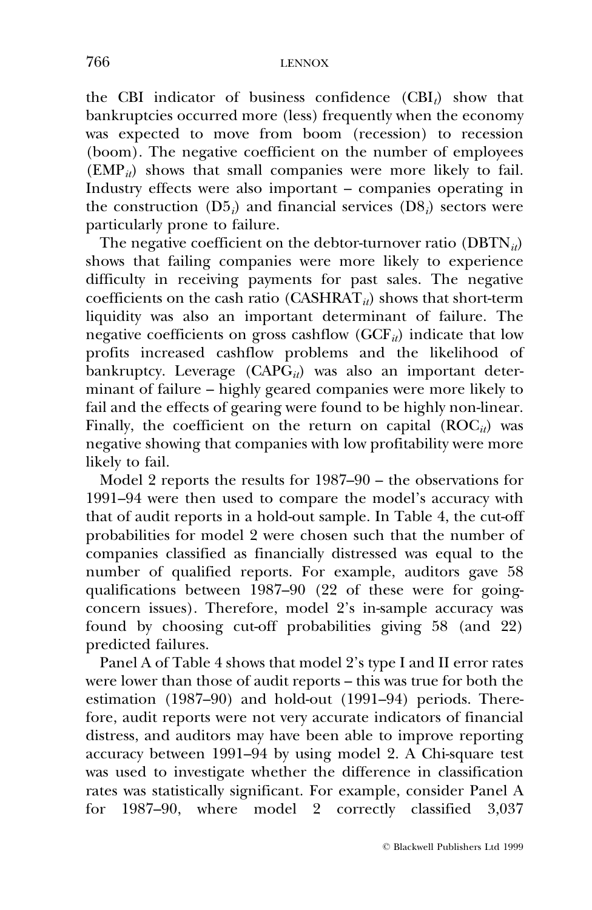the CBI indicator of business confidence ($\text{CBI}_t$) show that bankruptcies occurred more (less) frequently when the economy was expected to move from boom (recession) to recession (boom). The negative coefficient on the number of employees ($\text{EMP}_{it}$) shows that small companies were more likely to fail. Industry effects were also important – companies operating in the construction ($\text{D5}_i$) and financial services ($\text{D8}_i$) sectors were particularly prone to failure.

The negative coefficient on the debtor-turnover ratio ($\text{DBTN}_{it}$) shows that failing companies were more likely to experience difficulty in receiving payments for past sales. The negative coefficients on the cash ratio ($\text{CASHRAT}_{it}$) shows that short-term liquidity was also an important determinant of failure. The negative coefficients on gross cashflow ($\text{GCF}_{it}$) indicate that low profits increased cashflow problems and the likelihood of bankruptcy. Leverage ($\text{CAPG}_{it}$) was also an important determinant of failure – highly geared companies were more likely to fail and the effects of gearing were found to be highly non-linear. Finally, the coefficient on the return on capital ($\text{ROC}_{it}$) was negative showing that companies with low profitability were more likely to fail.

Model 2 reports the results for 1987–90 – the observations for 1991–94 were then used to compare the model's accuracy with that of audit reports in a hold-out sample. In Table 4, the cut-off probabilities for model 2 were chosen such that the number of companies classified as financially distressed was equal to the number of qualified reports. For example, auditors gave 58 qualifications between 1987–90 (22 of these were for going-concern issues). Therefore, model 2's in-sample accuracy was found by choosing cut-off probabilities giving 58 (and 22) predicted failures.

Panel A of Table 4 shows that model 2's type I and II error rates were lower than those of audit reports – this was true for both the estimation (1987–90) and hold-out (1991–94) periods. Therefore, audit reports were not very accurate indicators of financial distress, and auditors may have been able to improve reporting accuracy between 1991–94 by using model 2. A Chi-square test was used to investigate whether the difference in classification rates was statistically significant. For example, consider Panel A for 1987–90, where model 2 correctly classified 3,037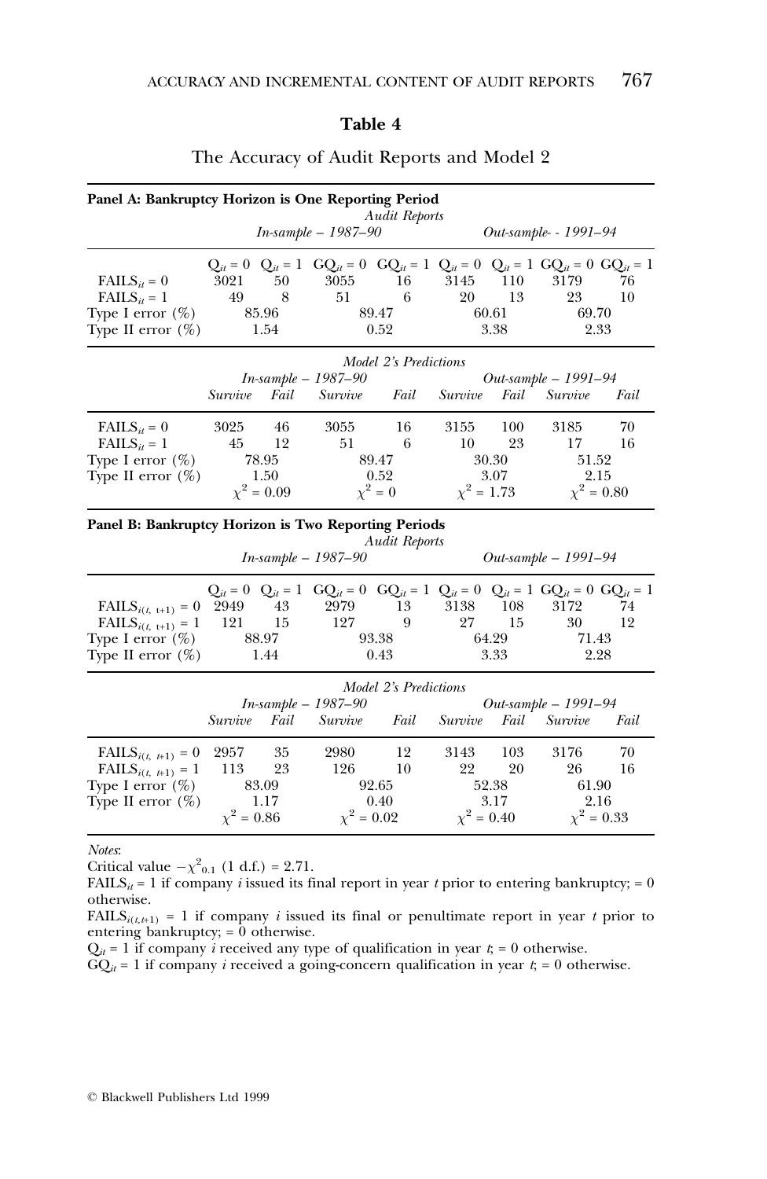## Table 4

The Accuracy of Audit Reports and Model 2

**Panel A: Bankruptcy Horizon is One Reporting Period**

| | *Audit Reports* | | | | | | | |
|---|---|---|---|---|---|---|---|---|
| | *In-sample – 1987–90* | | | | *Out-sample- - 1991–94* | | | |
| | $Q_{it} = 0$ | $Q_{it} = 1$ | $GQ_{it} = 0$ | $GQ_{it} = 1$ | $Q_{it} = 0$ | $Q_{it} = 1$ | $GQ_{it} = 0$ | $GQ_{it} = 1$ |
| $FAILS_{it} = 0$ | 3021 | 50 | 3055 | 16 | 3145 | 110 | 3179 | 76 |
| $FAILS_{it} = 1$ | 49 | 8 | 51 | 6 | 20 | 13 | 23 | 10 |
| Type I error (%) | 85.96 | | 89.47 | | 60.61 | | 69.70 | |
| Type II error (%) | 1.54 | | 0.52 | | 3.38 | | 2.33 | |

| | *Model 2's Predictions* | | | | | | | |
|---|---|---|---|---|---|---|---|---|
| | *In-sample – 1987–90* | | | | *Out-sample – 1991–94* | | | |
| | *Survive* | *Fail* | *Survive* | *Fail* | *Survive* | *Fail* | *Survive* | *Fail* |
| $FAILS_{it} = 0$ | 3025 | 46 | 3055 | 16 | 3155 | 100 | 3185 | 70 |
| $FAILS_{it} = 1$ | 45 | 12 | 51 | 6 | 10 | 23 | 17 | 16 |
| Type I error (%) | 78.95 | | 89.47 | | 30.30 | | 51.52 | |
| Type II error (%) | 1.50 | | 0.52 | | 3.07 | | 2.15 | |
| | $\chi^2 = 0.09$ | | $\chi^2 = 0$ | | $\chi^2 = 1.73$ | | $\chi^2 = 0.80$ | |

**Panel B: Bankruptcy Horizon is Two Reporting Periods**

| | *Audit Reports* | | | | | | | |
|---|---|---|---|---|---|---|---|---|
| | *In-sample – 1987–90* | | | | *Out-sample – 1991–94* | | | |
| | $Q_{it} = 0$ | $Q_{it} = 1$ | $GQ_{it} = 0$ | $GQ_{it} = 1$ | $Q_{it} = 0$ | $Q_{it} = 1$ | $GQ_{it} = 0$ | $GQ_{it} = 1$ |
| $FAILS_{i(t,\ t+1)} = 0$ | 2949 | 43 | 2979 | 13 | 3138 | 108 | 3172 | 74 |
| $FAILS_{i(t,\ t+1)} = 1$ | 121 | 15 | 127 | 9 | 27 | 15 | 30 | 12 |
| Type I error (%) | 88.97 | | 93.38 | | 64.29 | | 71.43 | |
| Type II error (%) | 1.44 | | 0.43 | | 3.33 | | 2.28 | |

| | *Model 2's Predictions* | | | | | | | |
|---|---|---|---|---|---|---|---|---|
| | *In-sample – 1987–90* | | | | *Out-sample – 1991–94* | | | |
| | *Survive* | *Fail* | *Survive* | *Fail* | *Survive* | *Fail* | *Survive* | *Fail* |
| $FAILS_{i(t,\ t+1)} = 0$ | 2957 | 35 | 2980 | 12 | 3143 | 103 | 3176 | 70 |
| $FAILS_{i(t,\ t+1)} = 1$ | 113 | 23 | 126 | 10 | 22 | 20 | 26 | 16 |
| Type I error (%) | 83.09 | | 92.65 | | 52.38 | | 61.90 | |
| Type II error (%) | 1.17 | | 0.40 | | 3.17 | | 2.16 | |
| | $\chi^2 = 0.86$ | | $\chi^2 = 0.02$ | | $\chi^2 = 0.40$ | | $\chi^2 = 0.33$ | |

*Notes*:

Critical value $-\chi^2_{0.1}$ (1 d.f.) = 2.71.

$FAILS_{it} = 1$ if company $i$ issued its final report in year $t$ prior to entering bankruptcy; = 0 otherwise.

$FAILS_{i(t,t+1)} = 1$ if company $i$ issued its final or penultimate report in year $t$ prior to entering bankruptcy; = 0 otherwise.

$Q_{it} = 1$ if company $i$ received any type of qualification in year $t$; = 0 otherwise.

$GQ_{it} = 1$ if company $i$ received a going-concern qualification in year $t$; = 0 otherwise.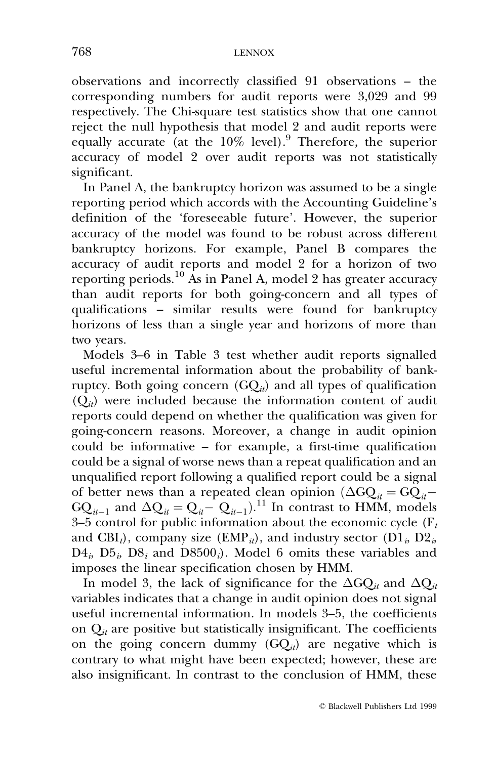observations and incorrectly classified 91 observations – the corresponding numbers for audit reports were 3,029 and 99 respectively. The Chi-square test statistics show that one cannot reject the null hypothesis that model 2 and audit reports were equally accurate (at the 10% level).[9] Therefore, the superior accuracy of model 2 over audit reports was not statistically significant.

In Panel A, the bankruptcy horizon was assumed to be a single reporting period which accords with the Accounting Guideline's definition of the 'foreseeable future'. However, the superior accuracy of the model was found to be robust across different bankruptcy horizons. For example, Panel B compares the accuracy of audit reports and model 2 for a horizon of two reporting periods.[10] As in Panel A, model 2 has greater accuracy than audit reports for both going-concern and all types of qualifications – similar results were found for bankruptcy horizons of less than a single year and horizons of more than two years.

Models 3–6 in Table 3 test whether audit reports signalled useful incremental information about the probability of bankruptcy. Both going concern ($GQ_{it}$) and all types of qualification ($Q_{it}$) were included because the information content of audit reports could depend on whether the qualification was given for going-concern reasons. Moreover, a change in audit opinion could be informative – for example, a first-time qualification could be a signal of worse news than a repeat qualification and an unqualified report following a qualified report could be a signal of better news than a repeated clean opinion ($\Delta GQ_{it} = GQ_{it} - GQ_{it-1}$ and $\Delta Q_{it} = Q_{it} - Q_{it-1}$).[11] In contrast to HMM, models 3–5 control for public information about the economic cycle ($F_t$ and $CBI_t$), company size ($EMP_{it}$), and industry sector ($D1_i$, $D2_i$, $D4_i$, $D5_i$, $D8_i$ and $D8500_i$). Model 6 omits these variables and imposes the linear specification chosen by HMM.

In model 3, the lack of significance for the $\Delta GQ_{it}$ and $\Delta Q_{it}$ variables indicates that a change in audit opinion does not signal useful incremental information. In models 3–5, the coefficients on $Q_{it}$ are positive but statistically insignificant. The coefficients on the going concern dummy ($GQ_{it}$) are negative which is contrary to what might have been expected; however, these are also insignificant. In contrast to the conclusion of HMM, these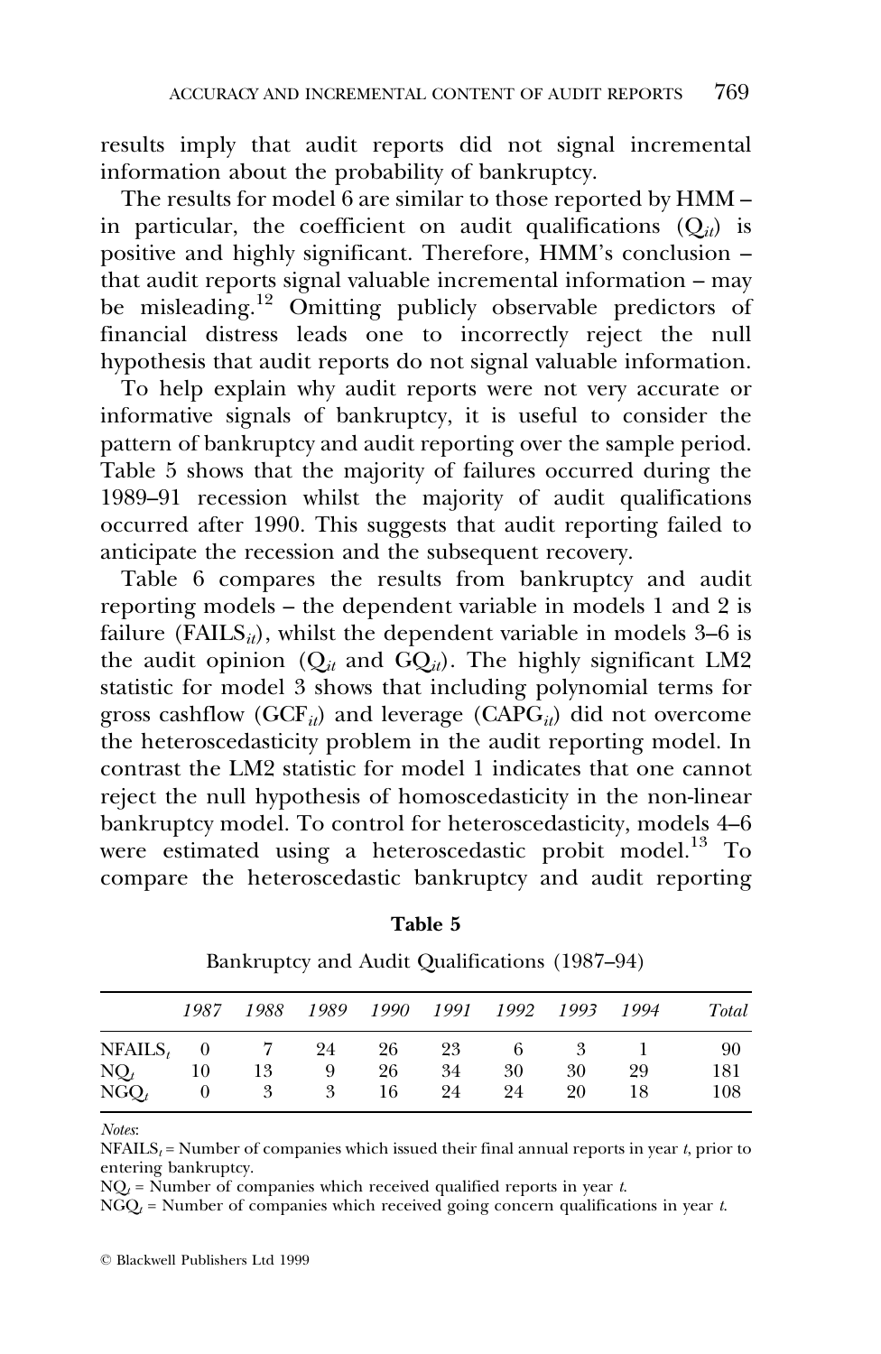results imply that audit reports did not signal incremental information about the probability of bankruptcy.

The results for model 6 are similar to those reported by HMM – in particular, the coefficient on audit qualifications ($Q_{it}$) is positive and highly significant. Therefore, HMM's conclusion – that audit reports signal valuable incremental information – may be misleading.[12] Omitting publicly observable predictors of financial distress leads one to incorrectly reject the null hypothesis that audit reports do not signal valuable information.

To help explain why audit reports were not very accurate or informative signals of bankruptcy, it is useful to consider the pattern of bankruptcy and audit reporting over the sample period. Table 5 shows that the majority of failures occurred during the 1989–91 recession whilst the majority of audit qualifications occurred after 1990. This suggests that audit reporting failed to anticipate the recession and the subsequent recovery.

Table 6 compares the results from bankruptcy and audit reporting models – the dependent variable in models 1 and 2 is failure ($FAILS_{it}$), whilst the dependent variable in models 3–6 is the audit opinion ($Q_{it}$ and $GQ_{it}$). The highly significant LM2 statistic for model 3 shows that including polynomial terms for gross cashflow ($GCF_{it}$) and leverage ($CAPG_{it}$) did not overcome the heteroscedasticity problem in the audit reporting model. In contrast the LM2 statistic for model 1 indicates that one cannot reject the null hypothesis of homoscedasticity in the non-linear bankruptcy model. To control for heteroscedasticity, models 4–6 were estimated using a heteroscedastic probit model.[13] To compare the heteroscedastic bankruptcy and audit reporting

**Table 5**

Bankruptcy and Audit Qualifications (1987–94)

| | *1987* | *1988* | *1989* | *1990* | *1991* | *1992* | *1993* | *1994* | *Total* |
|---|---|---|---|---|---|---|---|---|---|
| $NFAILS_t$ | 0 | 7 | 24 | 26 | 23 | 6 | 3 | 1 | 90 |
| $NQ_t$ | 10 | 13 | 9 | 26 | 34 | 30 | 30 | 29 | 181 |
| $NGQ_t$ | 0 | 3 | 3 | 16 | 24 | 24 | 20 | 18 | 108 |

*Notes*:

$NFAILS_t$ = Number of companies which issued their final annual reports in year $t$, prior to entering bankruptcy.

$NQ_t$ = Number of companies which received qualified reports in year $t$.

$NGQ_t$ = Number of companies which received going concern qualifications in year $t$.

© Blackwell Publishers Ltd 1999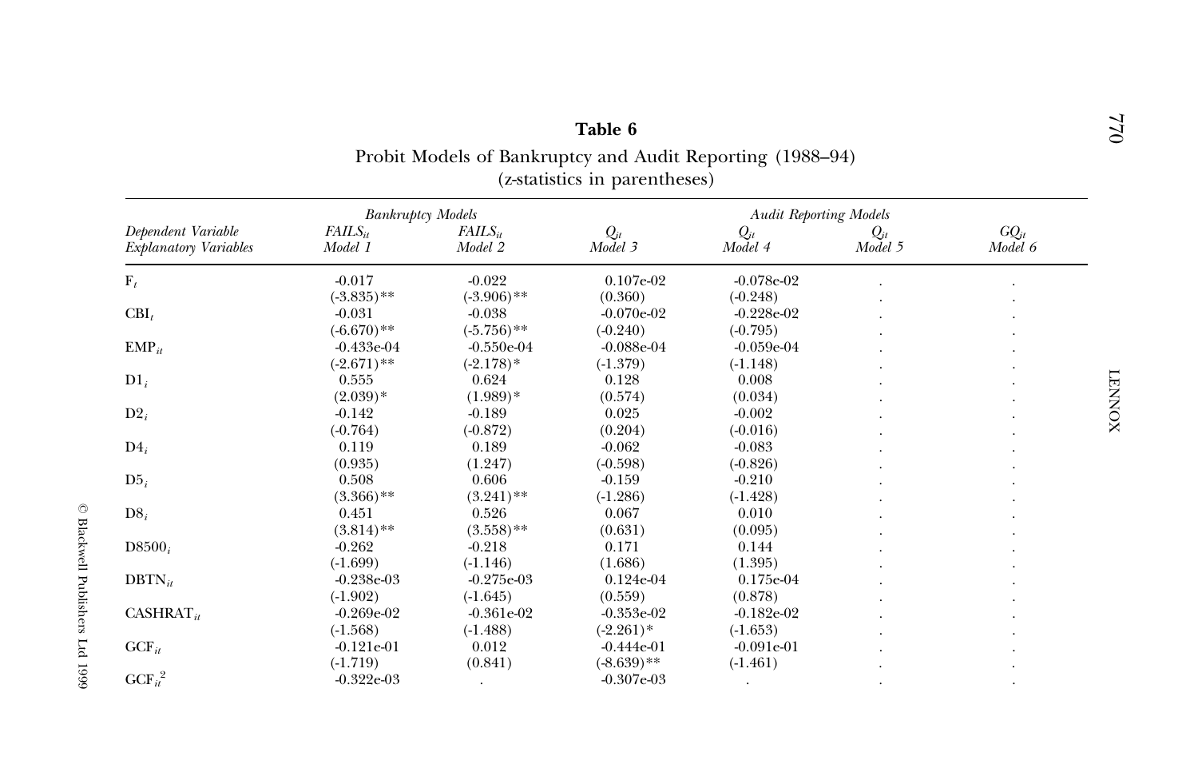**Table 6**

Probit Models of Bankruptcy and Audit Reporting (1988–94)
(z-statistics in parentheses)

| | *Bankruptcy Models* | | *Audit Reporting Models* | | | |
|---|---|---|---|---|---|---|
| *Dependent Variable* | $FAILS_{it}$ | $FAILS_{it}$ | $Q_{it}$ | $Q_{it}$ | $Q_{it}$ | $GQ_{it}$ |
| *Explanatory Variables* | *Model 1* | *Model 2* | *Model 3* | *Model 4* | *Model 5* | *Model 6* |
| $F_t$ | -0.017 | -0.022 | 0.107e-02 | -0.078e-02 | . | . |
| | (-3.835)** | (-3.906)** | (0.360) | (-0.248) | . | . |
| $CBI_t$ | -0.031 | -0.038 | -0.070e-02 | -0.228e-02 | . | . |
| | (-6.670)** | (-5.756)** | (-0.240) | (-0.795) | . | . |
| $EMP_{it}$ | -0.433e-04 | -0.550e-04 | -0.088e-04 | -0.059e-04 | . | . |
| | (-2.671)** | (-2.178)* | (-1.379) | (-1.148) | . | . |
| $D1_i$ | 0.555 | 0.624 | 0.128 | 0.008 | . | . |
| | (2.039)* | (1.989)* | (0.574) | (0.034) | . | . |
| $D2_i$ | -0.142 | -0.189 | 0.025 | -0.002 | . | . |
| | (-0.764) | (-0.872) | (0.204) | (-0.016) | . | . |
| $D4_i$ | 0.119 | 0.189 | -0.062 | -0.083 | . | . |
| | (0.935) | (1.247) | (-0.598) | (-0.826) | . | . |
| $D5_i$ | 0.508 | 0.606 | -0.159 | -0.210 | . | . |
| | (3.366)** | (3.241)** | (-1.286) | (-1.428) | . | . |
| $D8_i$ | 0.451 | 0.526 | 0.067 | 0.010 | . | . |
| | (3.814)** | (3.558)** | (0.631) | (0.095) | . | . |
| $D8500_i$ | -0.262 | -0.218 | 0.171 | 0.144 | . | . |
| | (-1.699) | (-1.146) | (1.686) | (1.395) | . | . |
| $DBTN_{it}$ | -0.238e-03 | -0.275e-03 | 0.124e-04 | 0.175e-04 | . | . |
| | (-1.902) | (-1.645) | (0.559) | (0.878) | . | . |
| $CASHRAT_{it}$ | -0.269e-02 | -0.361e-02 | -0.353e-02 | -0.182e-02 | . | . |
| | (-1.568) | (-1.488) | (-2.261)* | (-1.653) | . | . |
| $GCF_{it}$ | -0.121e-01 | 0.012 | -0.444e-01 | -0.091e-01 | . | . |
| | (-1.719) | (0.841) | (-8.639)** | (-1.461) | . | . |
| $GCF_{it}^2$ | -0.322e-03 | . | -0.307e-03 | . | . | . |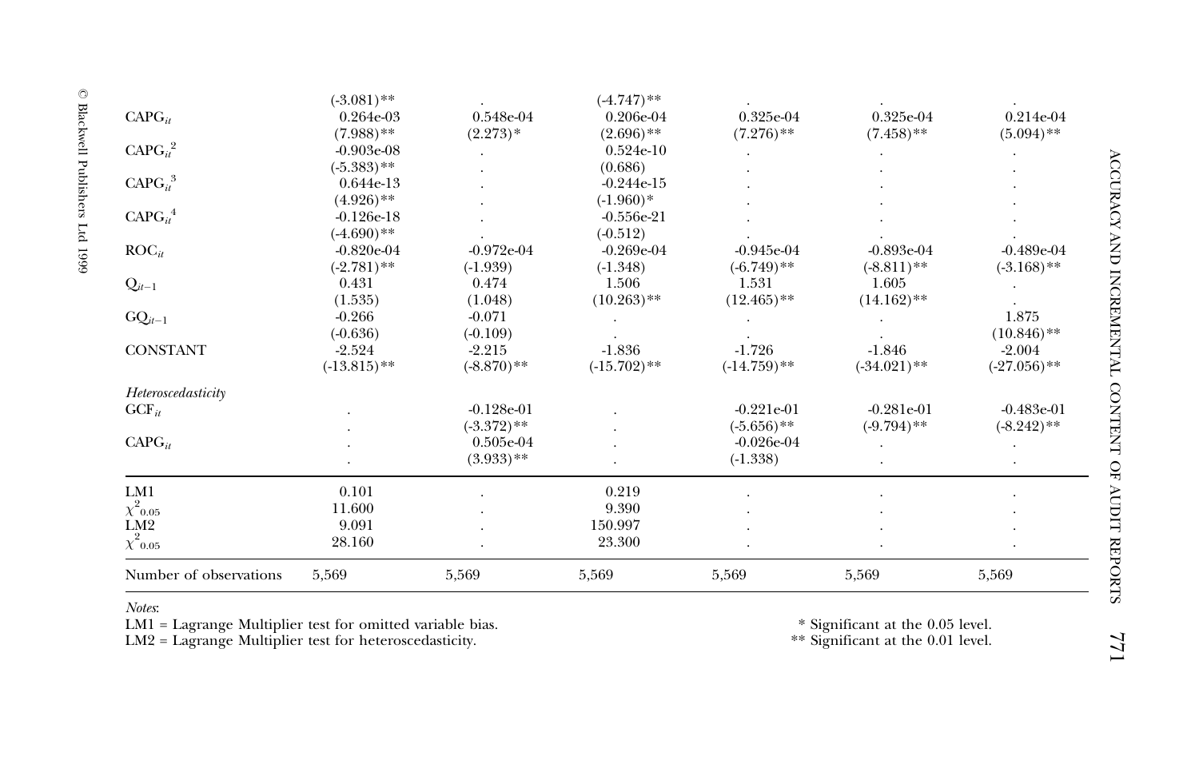| | | | | | | |
|---|---|---|---|---|---|---|
| | (-3.081)** | . | (-4.747)** | . | . | . |
| $CAPG_{it}$ | 0.264e-03 | 0.548e-04 | 0.206e-04 | 0.325e-04 | 0.325e-04 | 0.214e-04 |
| | (7.988)** | (2.273)* | (2.696)** | (7.276)** | (7.458)** | (5.094)** |
| $CAPG_{it}^2$ | -0.903e-08 | . | 0.524e-10 | . | . | . |
| | (-5.383)** | . | (0.686) | . | . | . |
| $CAPG_{it}^3$ | 0.644e-13 | . | -0.244e-15 | . | . | . |
| | (4.926)** | . | (-1.960)* | . | . | . |
| $CAPG_{it}^4$ | -0.126e-18 | . | -0.556e-21 | . | . | . |
| | (-4.690)** | . | (-0.512) | . | . | . |
| $ROC_{it}$ | -0.820e-04 | -0.972e-04 | -0.269e-04 | -0.945e-04 | -0.893e-04 | -0.489e-04 |
| | (-2.781)** | (-1.939) | (-1.348) | (-6.749)** | (-8.811)** | (-3.168)** |
| $Q_{it-1}$ | 0.431 | 0.474 | 1.506 | 1.531 | 1.605 | . |
| | (1.535) | (1.048) | (10.263)** | (12.465)** | (14.162)** | . |
| $GQ_{it-1}$ | -0.266 | -0.071 | . | . | . | 1.875 |
| | (-0.636) | (-0.109) | . | . | . | (10.846)** |
| CONSTANT | -2.524 | -2.215 | -1.836 | -1.726 | -1.846 | -2.004 |
| | (-13.815)** | (-8.870)** | (-15.702)** | (-14.759)** | (-34.021)** | (-27.056)** |
| *Heteroscedasticity* | | | | | | |
| $GCF_{it}$ | . | -0.128e-01 | . | -0.221e-01 | -0.281e-01 | -0.483e-01 |
| | . | (-3.372)** | . | (-5.656)** | (-9.794)** | (-8.242)** |
| $CAPG_{it}$ | . | 0.505e-04 | . | -0.026e-04 | . | . |
| | . | (3.933)** | . | (-1.338) | . | . |
| LM1 | 0.101 | . | 0.219 | . | . | . |
| $\chi^2_{0.05}$ | 11.600 | . | 9.390 | . | . | . |
| LM2 | 9.091 | . | 150.997 | . | . | . |
| $\chi^2_{0.05}$ | 28.160 | . | 23.300 | . | . | . |
| Number of observations | 5,569 | 5,569 | 5,569 | 5,569 | 5,569 | 5,569 |

*Notes*:
LM1 = Lagrange Multiplier test for omitted variable bias.
LM2 = Lagrange Multiplier test for heteroscedasticity.

\* Significant at the 0.05 level.
\*\* Significant at the 0.01 level.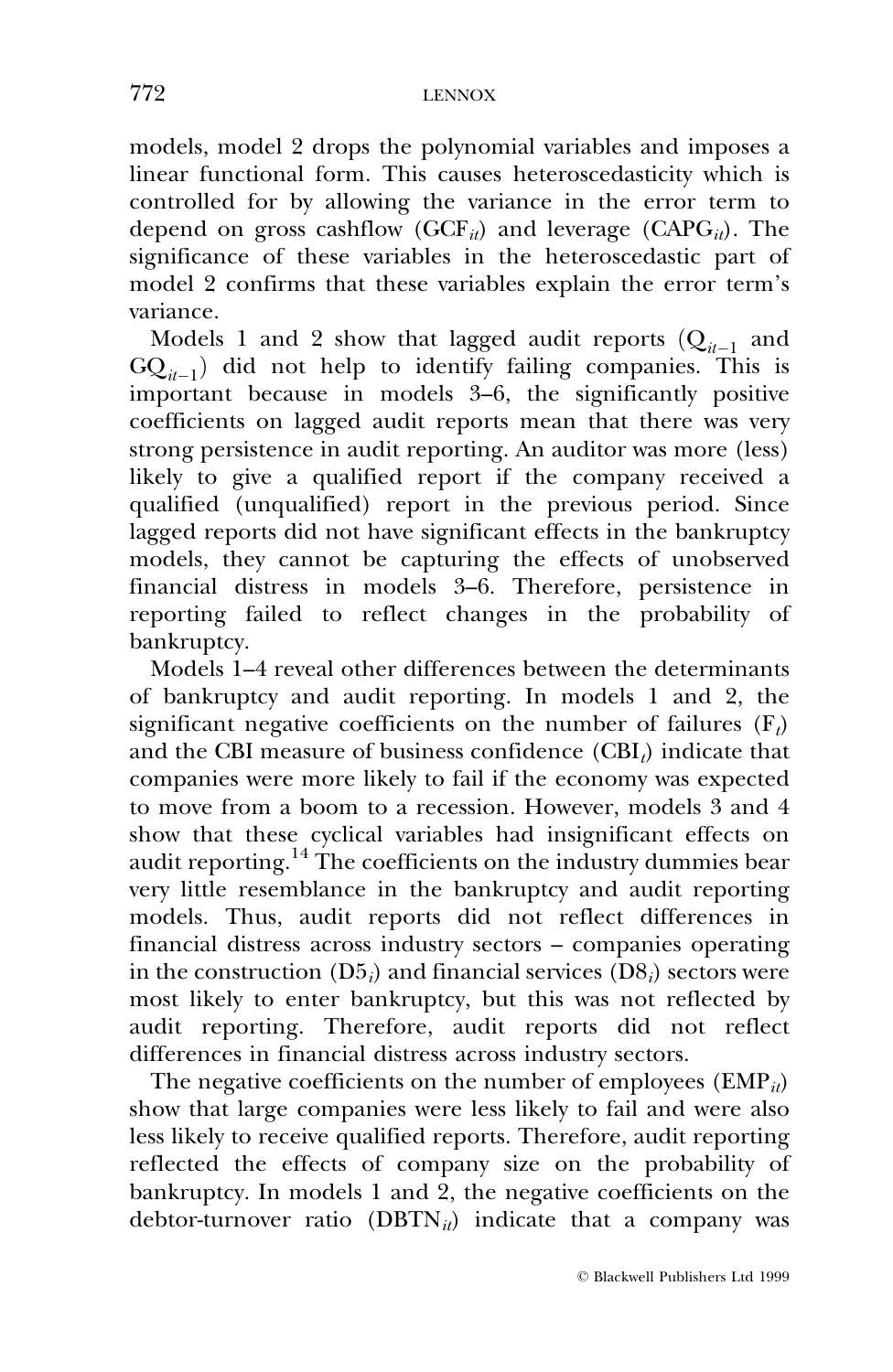models, model 2 drops the polynomial variables and imposes a linear functional form. This causes heteroscedasticity which is controlled for by allowing the variance in the error term to depend on gross cashflow ($GCF_{it}$) and leverage ($CAPG_{it}$). The significance of these variables in the heteroscedastic part of model 2 confirms that these variables explain the error term's variance.

Models 1 and 2 show that lagged audit reports ($Q_{it-1}$ and $GQ_{it-1}$) did not help to identify failing companies. This is important because in models 3–6, the significantly positive coefficients on lagged audit reports mean that there was very strong persistence in audit reporting. An auditor was more (less) likely to give a qualified report if the company received a qualified (unqualified) report in the previous period. Since lagged reports did not have significant effects in the bankruptcy models, they cannot be capturing the effects of unobserved financial distress in models 3–6. Therefore, persistence in reporting failed to reflect changes in the probability of bankruptcy.

Models 1–4 reveal other differences between the determinants of bankruptcy and audit reporting. In models 1 and 2, the significant negative coefficients on the number of failures ($F_t$) and the CBI measure of business confidence ($CBI_t$) indicate that companies were more likely to fail if the economy was expected to move from a boom to a recession. However, models 3 and 4 show that these cyclical variables had insignificant effects on audit reporting.[14] The coefficients on the industry dummies bear very little resemblance in the bankruptcy and audit reporting models. Thus, audit reports did not reflect differences in financial distress across industry sectors – companies operating in the construction ($D5_i$) and financial services ($D8_i$) sectors were most likely to enter bankruptcy, but this was not reflected by audit reporting. Therefore, audit reports did not reflect differences in financial distress across industry sectors.

The negative coefficients on the number of employees ($EMP_{it}$) show that large companies were less likely to fail and were also less likely to receive qualified reports. Therefore, audit reporting reflected the effects of company size on the probability of bankruptcy. In models 1 and 2, the negative coefficients on the debtor-turnover ratio ($DBTN_{it}$) indicate that a company was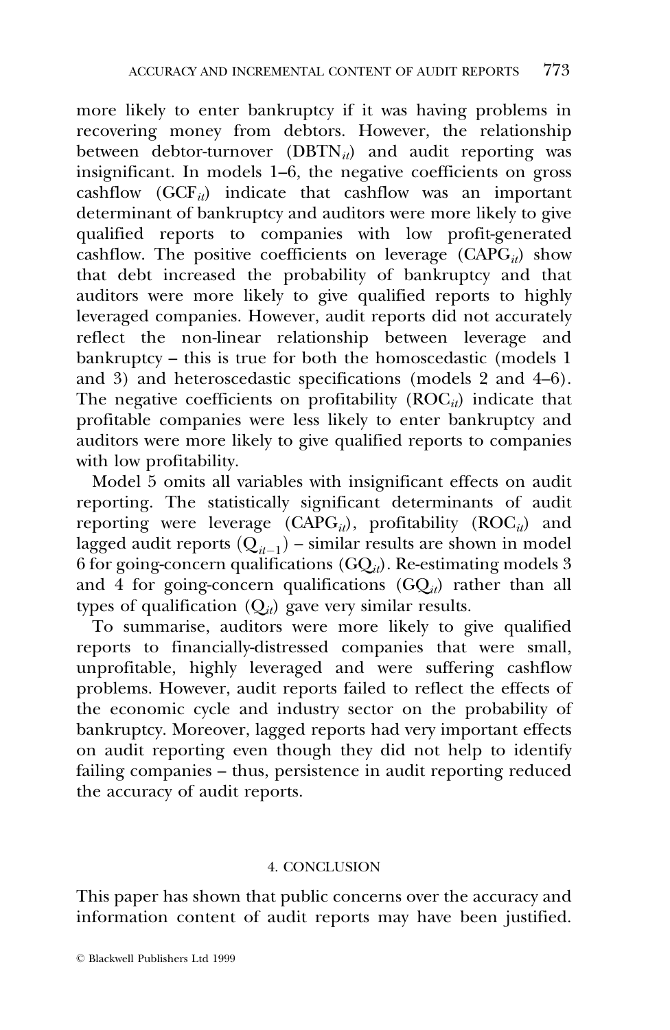more likely to enter bankruptcy if it was having problems in recovering money from debtors. However, the relationship between debtor-turnover ($DBTN_{it}$) and audit reporting was insignificant. In models 1–6, the negative coefficients on gross cashflow ($GCF_{it}$) indicate that cashflow was an important determinant of bankruptcy and auditors were more likely to give qualified reports to companies with low profit-generated cashflow. The positive coefficients on leverage ($CAPG_{it}$) show that debt increased the probability of bankruptcy and that auditors were more likely to give qualified reports to highly leveraged companies. However, audit reports did not accurately reflect the non-linear relationship between leverage and bankruptcy – this is true for both the homoscedastic (models 1 and 3) and heteroscedastic specifications (models 2 and 4–6). The negative coefficients on profitability ($ROC_{it}$) indicate that profitable companies were less likely to enter bankruptcy and auditors were more likely to give qualified reports to companies with low profitability.

Model 5 omits all variables with insignificant effects on audit reporting. The statistically significant determinants of audit reporting were leverage ($CAPG_{it}$), profitability ($ROC_{it}$) and lagged audit reports ($Q_{it-1}$) – similar results are shown in model 6 for going-concern qualifications ($GQ_{it}$). Re-estimating models 3 and 4 for going-concern qualifications ($GQ_{it}$) rather than all types of qualification ($Q_{it}$) gave very similar results.

To summarise, auditors were more likely to give qualified reports to financially-distressed companies that were small, unprofitable, highly leveraged and were suffering cashflow problems. However, audit reports failed to reflect the effects of the economic cycle and industry sector on the probability of bankruptcy. Moreover, lagged reports had very important effects on audit reporting even though they did not help to identify failing companies – thus, persistence in audit reporting reduced the accuracy of audit reports.

## 4. CONCLUSION

This paper has shown that public concerns over the accuracy and information content of audit reports may have been justified.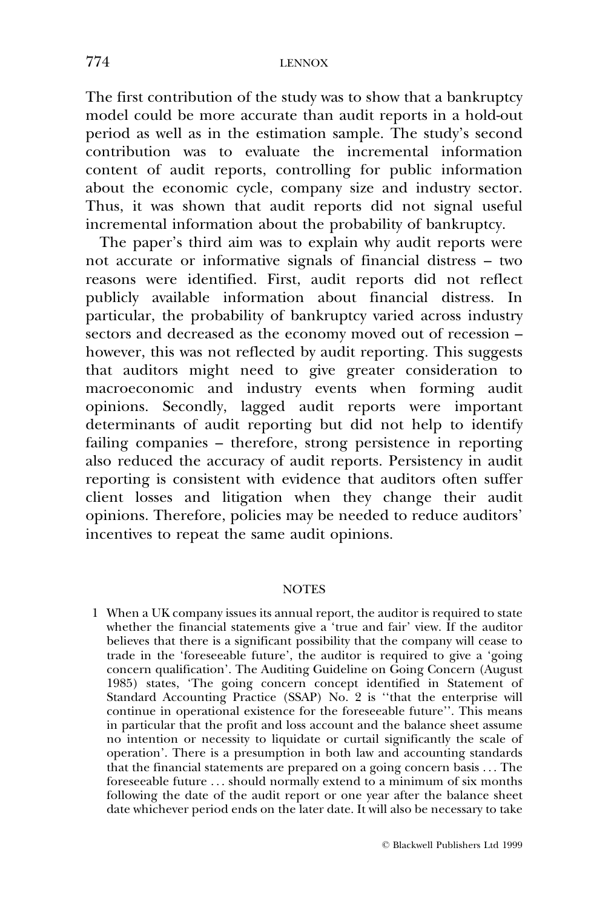The first contribution of the study was to show that a bankruptcy model could be more accurate than audit reports in a hold-out period as well as in the estimation sample. The study's second contribution was to evaluate the incremental information content of audit reports, controlling for public information about the economic cycle, company size and industry sector. Thus, it was shown that audit reports did not signal useful incremental information about the probability of bankruptcy.

The paper's third aim was to explain why audit reports were not accurate or informative signals of financial distress – two reasons were identified. First, audit reports did not reflect publicly available information about financial distress. In particular, the probability of bankruptcy varied across industry sectors and decreased as the economy moved out of recession – however, this was not reflected by audit reporting. This suggests that auditors might need to give greater consideration to macroeconomic and industry events when forming audit opinions. Secondly, lagged audit reports were important determinants of audit reporting but did not help to identify failing companies – therefore, strong persistence in reporting also reduced the accuracy of audit reports. Persistency in audit reporting is consistent with evidence that auditors often suffer client losses and litigation when they change their audit opinions. Therefore, policies may be needed to reduce auditors' incentives to repeat the same audit opinions.

## NOTES

1 When a UK company issues its annual report, the auditor is required to state whether the financial statements give a 'true and fair' view. If the auditor believes that there is a significant possibility that the company will cease to trade in the 'foreseeable future', the auditor is required to give a 'going concern qualification'. The Auditing Guideline on Going Concern (August 1985) states, 'The going concern concept identified in Statement of Standard Accounting Practice (SSAP) No. 2 is ''that the enterprise will continue in operational existence for the foreseeable future''. This means in particular that the profit and loss account and the balance sheet assume no intention or necessity to liquidate or curtail significantly the scale of operation'. There is a presumption in both law and accounting standards that the financial statements are prepared on a going concern basis . . . The foreseeable future . . . should normally extend to a minimum of six months following the date of the audit report or one year after the balance sheet date whichever period ends on the later date. It will also be necessary to take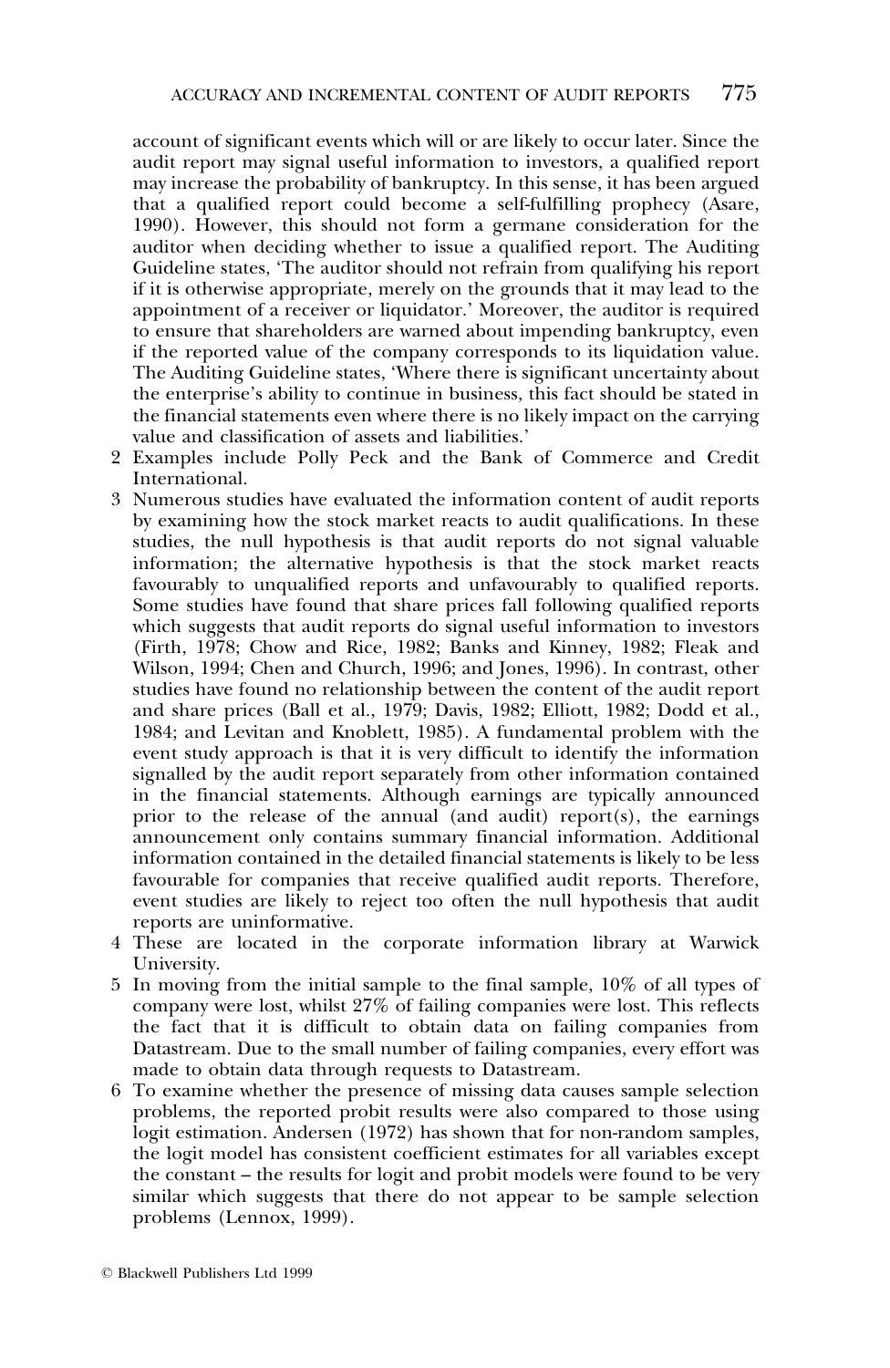account of significant events which will or are likely to occur later. Since the audit report may signal useful information to investors, a qualified report may increase the probability of bankruptcy. In this sense, it has been argued that a qualified report could become a self-fulfilling prophecy (Asare, 1990). However, this should not form a germane consideration for the auditor when deciding whether to issue a qualified report. The Auditing Guideline states, 'The auditor should not refrain from qualifying his report if it is otherwise appropriate, merely on the grounds that it may lead to the appointment of a receiver or liquidator.' Moreover, the auditor is required to ensure that shareholders are warned about impending bankruptcy, even if the reported value of the company corresponds to its liquidation value. The Auditing Guideline states, 'Where there is significant uncertainty about the enterprise's ability to continue in business, this fact should be stated in the financial statements even where there is no likely impact on the carrying value and classification of assets and liabilities.'

2 Examples include Polly Peck and the Bank of Commerce and Credit International.

3 Numerous studies have evaluated the information content of audit reports by examining how the stock market reacts to audit qualifications. In these studies, the null hypothesis is that audit reports do not signal valuable information; the alternative hypothesis is that the stock market reacts favourably to unqualified reports and unfavourably to qualified reports. Some studies have found that share prices fall following qualified reports which suggests that audit reports do signal useful information to investors (Firth, 1978; Chow and Rice, 1982; Banks and Kinney, 1982; Fleak and Wilson, 1994; Chen and Church, 1996; and Jones, 1996). In contrast, other studies have found no relationship between the content of the audit report and share prices (Ball et al., 1979; Davis, 1982; Elliott, 1982; Dodd et al., 1984; and Levitan and Knoblett, 1985). A fundamental problem with the event study approach is that it is very difficult to identify the information signalled by the audit report separately from other information contained in the financial statements. Although earnings are typically announced prior to the release of the annual (and audit) report(s), the earnings announcement only contains summary financial information. Additional information contained in the detailed financial statements is likely to be less favourable for companies that receive qualified audit reports. Therefore, event studies are likely to reject too often the null hypothesis that audit reports are uninformative.

4 These are located in the corporate information library at Warwick University.

5 In moving from the initial sample to the final sample, 10% of all types of company were lost, whilst 27% of failing companies were lost. This reflects the fact that it is difficult to obtain data on failing companies from Datastream. Due to the small number of failing companies, every effort was made to obtain data through requests to Datastream.

6 To examine whether the presence of missing data causes sample selection problems, the reported probit results were also compared to those using logit estimation. Andersen (1972) has shown that for non-random samples, the logit model has consistent coefficient estimates for all variables except the constant – the results for logit and probit models were found to be very similar which suggests that there do not appear to be sample selection problems (Lennox, 1999).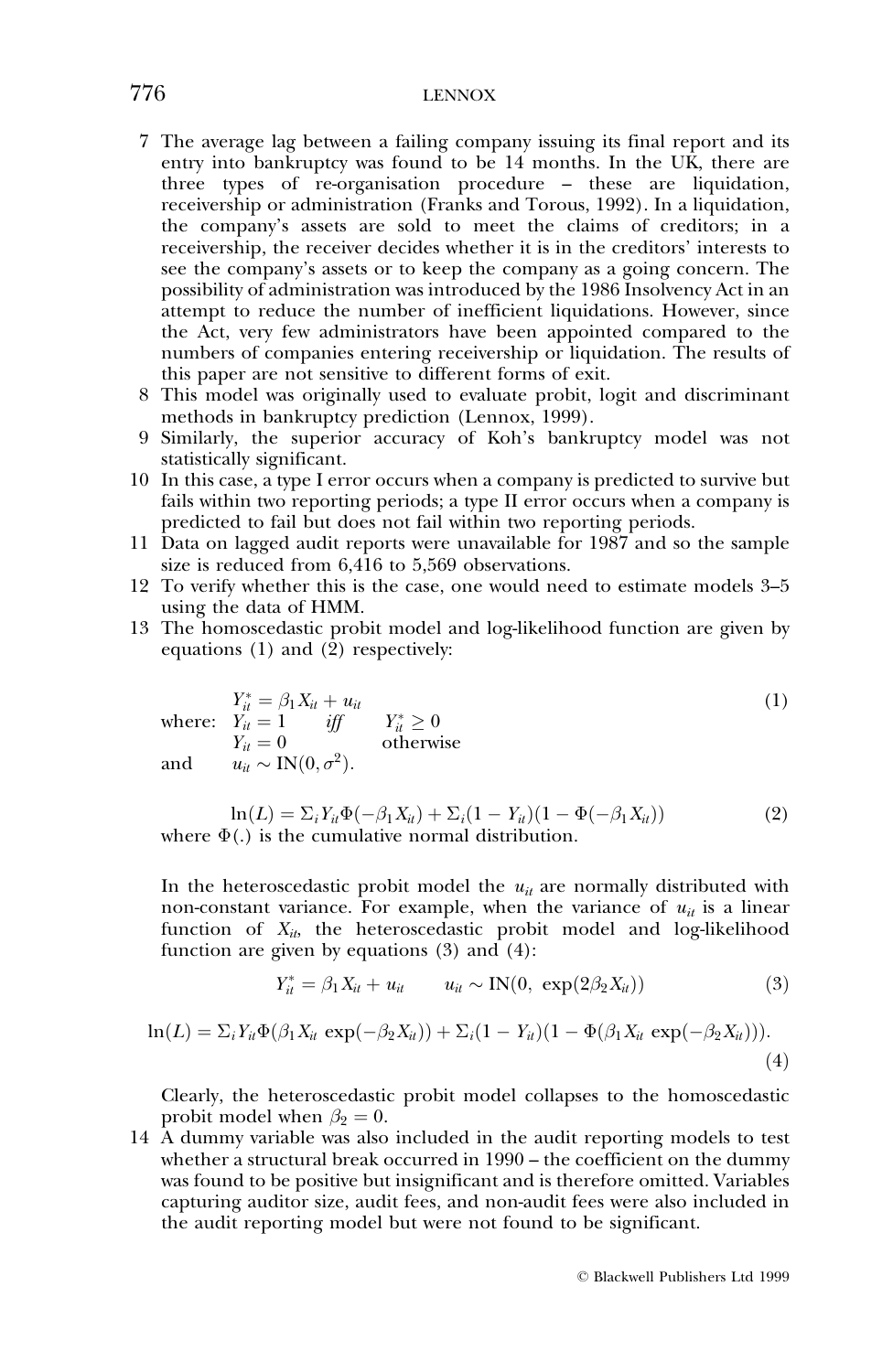7 The average lag between a failing company issuing its final report and its entry into bankruptcy was found to be 14 months. In the UK, there are three types of re-organisation procedure – these are liquidation, receivership or administration (Franks and Torous, 1992). In a liquidation, the company's assets are sold to meet the claims of creditors; in a receivership, the receiver decides whether it is in the creditors' interests to see the company's assets or to keep the company as a going concern. The possibility of administration was introduced by the 1986 Insolvency Act in an attempt to reduce the number of inefficient liquidations. However, since the Act, very few administrators have been appointed compared to the numbers of companies entering receivership or liquidation. The results of this paper are not sensitive to different forms of exit.

8 This model was originally used to evaluate probit, logit and discriminant methods in bankruptcy prediction (Lennox, 1999).

9 Similarly, the superior accuracy of Koh's bankruptcy model was not statistically significant.

10 In this case, a type I error occurs when a company is predicted to survive but fails within two reporting periods; a type II error occurs when a company is predicted to fail but does not fail within two reporting periods.

11 Data on lagged audit reports were unavailable for 1987 and so the sample size is reduced from 6,416 to 5,569 observations.

12 To verify whether this is the case, one would need to estimate models 3–5 using the data of HMM.

13 The homoscedastic probit model and log-likelihood function are given by equations (1) and (2) respectively:

$$Y_{it}^* = \beta_1 X_{it} + u_{it} \tag{1}$$

where: $Y_{it} = 1$ *iff* $Y_{it}^* \geq 0$
$Y_{it} = 0$ otherwise
and $u_{it} \sim \text{IN}(0, \sigma^2)$.

$$\ln(L) = \Sigma_i Y_{it} \Phi(-\beta_1 X_{it}) + \Sigma_i (1 - Y_{it})(1 - \Phi(-\beta_1 X_{it})) \tag{2}$$

where $\Phi(.)$ is the cumulative normal distribution.

In the heteroscedastic probit model the $u_{it}$ are normally distributed with non-constant variance. For example, when the variance of $u_{it}$ is a linear function of $X_{it}$, the heteroscedastic probit model and log-likelihood function are given by equations (3) and (4):

$$Y_{it}^* = \beta_1 X_{it} + u_{it} \qquad u_{it} \sim \text{IN}(0, \ \exp(2\beta_2 X_{it})) \tag{3}$$

$$\ln(L) = \Sigma_i Y_{it} \Phi(\beta_1 X_{it} \exp(-\beta_2 X_{it})) + \Sigma_i (1 - Y_{it})(1 - \Phi(\beta_1 X_{it} \exp(-\beta_2 X_{it}))). \tag{4}$$

Clearly, the heteroscedastic probit model collapses to the homoscedastic probit model when $\beta_2 = 0$.

14 A dummy variable was also included in the audit reporting models to test whether a structural break occurred in 1990 – the coefficient on the dummy was found to be positive but insignificant and is therefore omitted. Variables capturing auditor size, audit fees, and non-audit fees were also included in the audit reporting model but were not found to be significant.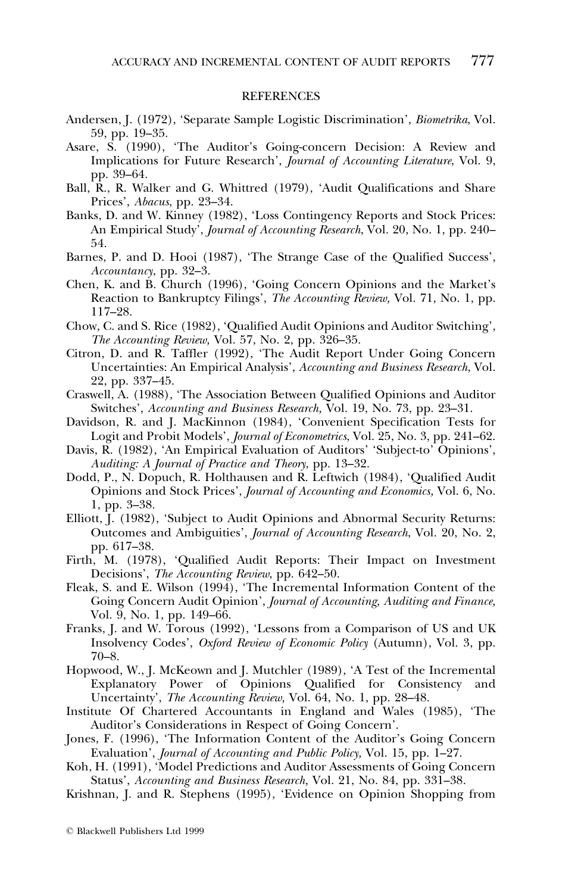## REFERENCES

Andersen, J. (1972), 'Separate Sample Logistic Discrimination', *Biometrika*, Vol. 59, pp. 19–35.

Asare, S. (1990), 'The Auditor's Going-concern Decision: A Review and Implications for Future Research', *Journal of Accounting Literature*, Vol. 9, pp. 39–64.

Ball, R., R. Walker and G. Whittred (1979), 'Audit Qualifications and Share Prices', *Abacus*, pp. 23–34.

Banks, D. and W. Kinney (1982), 'Loss Contingency Reports and Stock Prices: An Empirical Study', *Journal of Accounting Research*, Vol. 20, No. 1, pp. 240–54.

Barnes, P. and D. Hooi (1987), 'The Strange Case of the Qualified Success', *Accountancy*, pp. 32–3.

Chen, K. and B. Church (1996), 'Going Concern Opinions and the Market's Reaction to Bankruptcy Filings', *The Accounting Review,* Vol. 71, No. 1, pp. 117–28.

Chow, C. and S. Rice (1982), 'Qualified Audit Opinions and Auditor Switching', *The Accounting Review,* Vol. 57, No. 2, pp. 326–35.

Citron, D. and R. Taffler (1992), 'The Audit Report Under Going Concern Uncertainties: An Empirical Analysis', *Accounting and Business Research*, Vol. 22, pp. 337–45.

Craswell, A. (1988), 'The Association Between Qualified Opinions and Auditor Switches', *Accounting and Business Research,* Vol. 19, No. 73, pp. 23–31.

Davidson, R. and J. MacKinnon (1984), 'Convenient Specification Tests for Logit and Probit Models', *Journal of Econometrics*, Vol. 25, No. 3, pp. 241–62.

Davis, R. (1982), 'An Empirical Evaluation of Auditors' 'Subject-to' Opinions', *Auditing: A Journal of Practice and Theory*, pp. 13–32.

Dodd, P., N. Dopuch, R. Holthausen and R. Leftwich (1984), 'Qualified Audit Opinions and Stock Prices', *Journal of Accounting and Economics,* Vol. 6, No. 1, pp. 3–38.

Elliott, J. (1982), 'Subject to Audit Opinions and Abnormal Security Returns: Outcomes and Ambiguities', *Journal of Accounting Research*, Vol. 20, No. 2, pp. 617–38.

Firth, M. (1978), 'Qualified Audit Reports: Their Impact on Investment Decisions', *The Accounting Review*, pp. 642–50.

Fleak, S. and E. Wilson (1994), 'The Incremental Information Content of the Going Concern Audit Opinion', *Journal of Accounting, Auditing and Finance,* Vol. 9, No. 1, pp. 149–66.

Franks, J. and W. Torous (1992), 'Lessons from a Comparison of US and UK Insolvency Codes', *Oxford Review of Economic Policy* (Autumn), Vol. 3, pp. 70–8.

Hopwood, W., J. McKeown and J. Mutchler (1989), 'A Test of the Incremental Explanatory Power of Opinions Qualified for Consistency and Uncertainty', *The Accounting Review,* Vol. 64, No. 1, pp. 28–48.

Institute Of Chartered Accountants in England and Wales (1985), 'The Auditor's Considerations in Respect of Going Concern'.

Jones, F. (1996), 'The Information Content of the Auditor's Going Concern Evaluation', *Journal of Accounting and Public Policy,* Vol. 15, pp. 1–27.

Koh, H. (1991), 'Model Predictions and Auditor Assessments of Going Concern Status', *Accounting and Business Research,* Vol. 21, No. 84, pp. 331–38.

Krishnan, J. and R. Stephens (1995), 'Evidence on Opinion Shopping from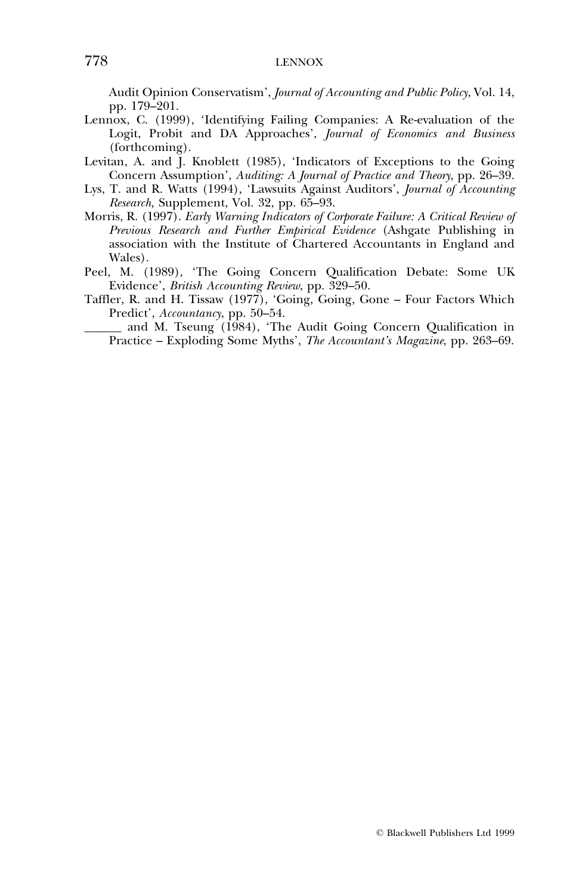Audit Opinion Conservatism', *Journal of Accounting and Public Policy*, Vol. 14, pp. 179–201.

Lennox, C. (1999), 'Identifying Failing Companies: A Re-evaluation of the Logit, Probit and DA Approaches', *Journal of Economics and Business* (forthcoming).

Levitan, A. and J. Knoblett (1985), 'Indicators of Exceptions to the Going Concern Assumption', *Auditing: A Journal of Practice and Theory*, pp. 26–39.

Lys, T. and R. Watts (1994), 'Lawsuits Against Auditors', *Journal of Accounting Research,* Supplement, Vol. 32, pp. 65–93.

Morris, R. (1997). *Early Warning Indicators of Corporate Failure: A Critical Review of Previous Research and Further Empirical Evidence* (Ashgate Publishing in association with the Institute of Chartered Accountants in England and Wales).

Peel, M. (1989), 'The Going Concern Qualification Debate: Some UK Evidence', *British Accounting Review*, pp. 329–50.

Taffler, R. and H. Tissaw (1977), 'Going, Going, Gone – Four Factors Which Predict', *Accountancy*, pp. 50–54.

______ and M. Tseung (1984), 'The Audit Going Concern Qualification in Practice – Exploding Some Myths', *The Accountant's Magazine*, pp. 263–69.